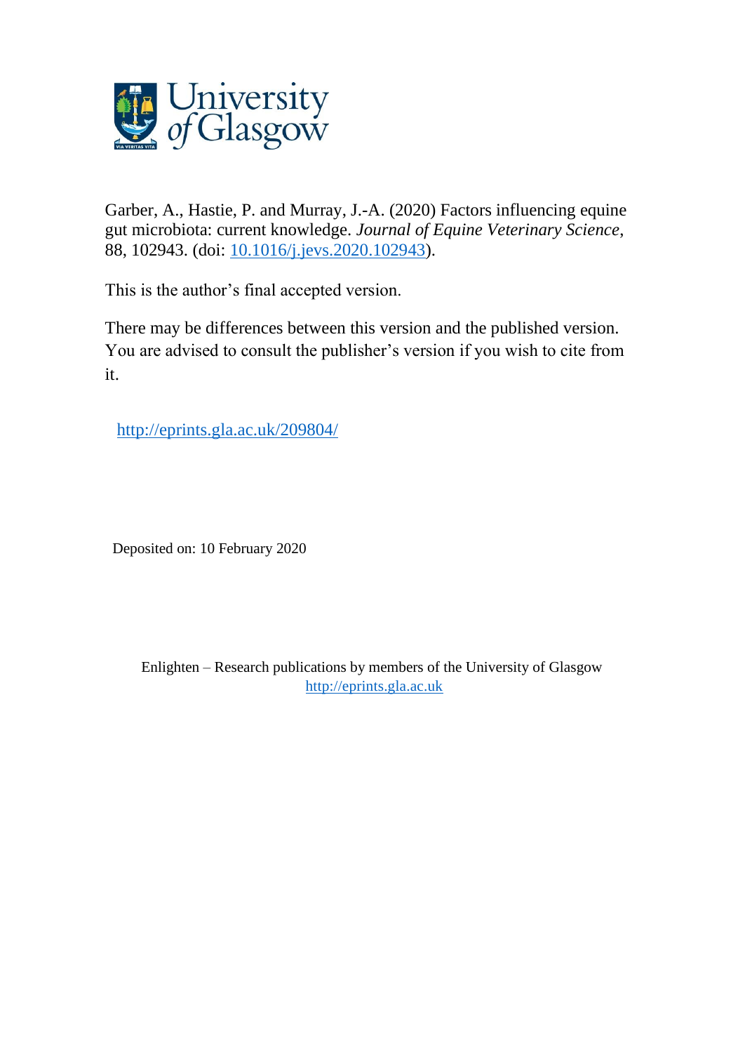University of Glasgow

Garber, A., Hastie, P. and Murray, J.-A. (2020) Factors influencing equine gut microbiota: current knowledge. *Journal of Equine Veterinary Science*, 88, 102943. (doi: [10.1016/j.jevs.2020.102943](https://doi.org/10.1016/j.jevs.2020.102943)).

This is the author's final accepted version.

There may be differences between this version and the published version. You are advised to consult the publisher's version if you wish to cite from it.

[http://eprints.gla.ac.uk/209804/](http://eprints.gla.ac.uk/209804/)

Deposited on: 10 February 2020

Enlighten – Research publications by members of the University of Glasgow
[http://eprints.gla.ac.uk](http://eprints.gla.ac.uk)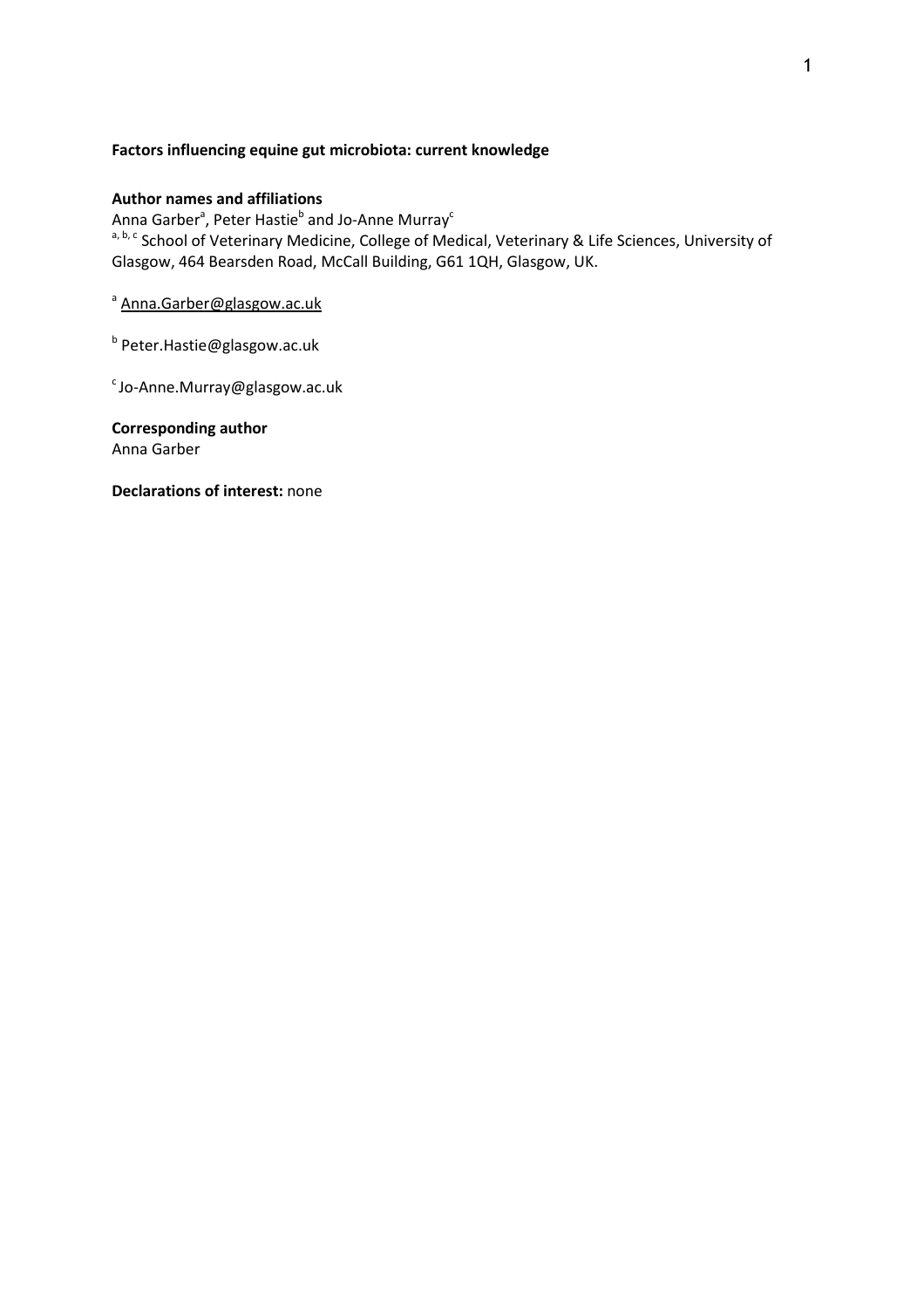**Factors influencing equine gut microbiota: current knowledge**

**Author names and affiliations**

Anna Garber[a], Peter Hastie[b] and Jo-Anne Murray[c]

[a, b, c] School of Veterinary Medicine, College of Medical, Veterinary & Life Sciences, University of Glasgow, 464 Bearsden Road, McCall Building, G61 1QH, Glasgow, UK.

[a] Anna.Garber@glasgow.ac.uk

[b] Peter.Hastie@glasgow.ac.uk

[c] Jo-Anne.Murray@glasgow.ac.uk

**Corresponding author**

Anna Garber

**Declarations of interest:** none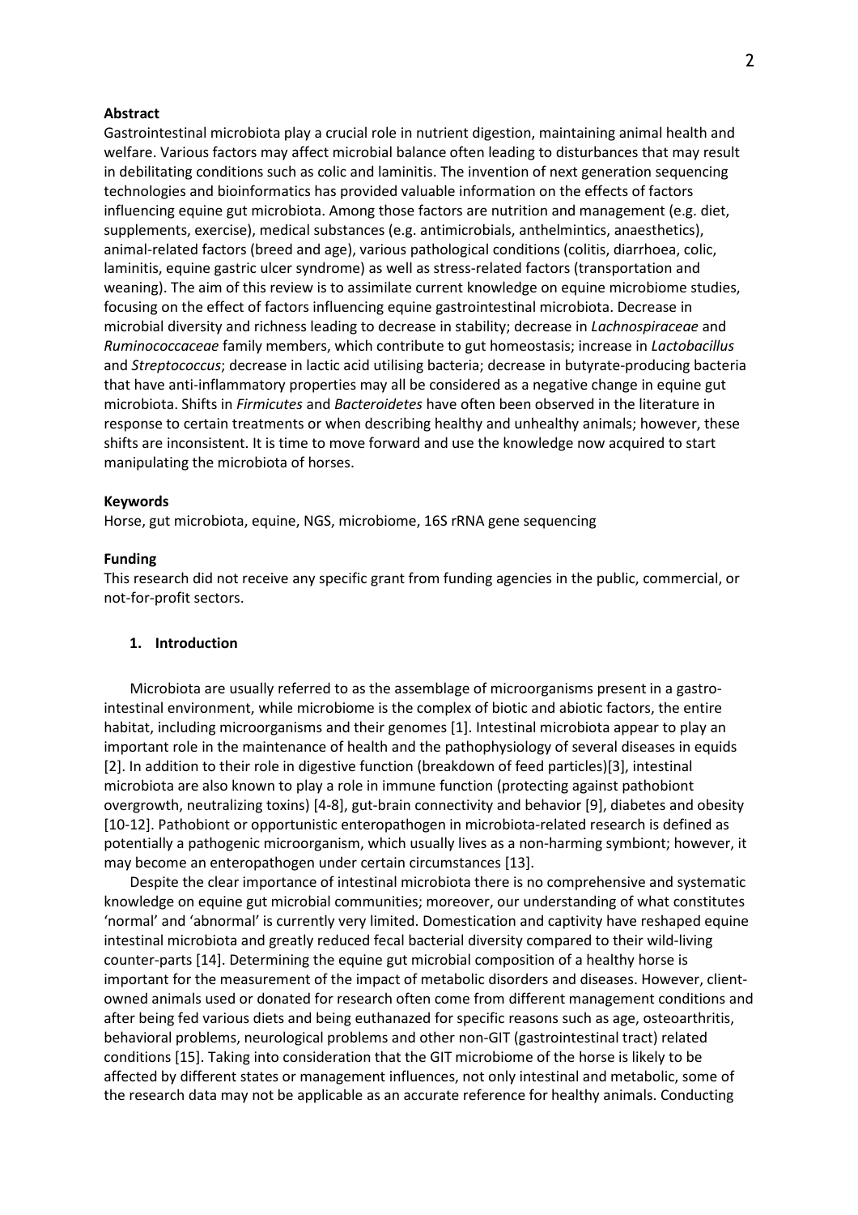**Abstract**

Gastrointestinal microbiota play a crucial role in nutrient digestion, maintaining animal health and welfare. Various factors may affect microbial balance often leading to disturbances that may result in debilitating conditions such as colic and laminitis. The invention of next generation sequencing technologies and bioinformatics has provided valuable information on the effects of factors influencing equine gut microbiota. Among those factors are nutrition and management (e.g. diet, supplements, exercise), medical substances (e.g. antimicrobials, anthelmintics, anaesthetics), animal-related factors (breed and age), various pathological conditions (colitis, diarrhoea, colic, laminitis, equine gastric ulcer syndrome) as well as stress-related factors (transportation and weaning). The aim of this review is to assimilate current knowledge on equine microbiome studies, focusing on the effect of factors influencing equine gastrointestinal microbiota. Decrease in microbial diversity and richness leading to decrease in stability; decrease in *Lachnospiraceae* and *Ruminococcaceae* family members, which contribute to gut homeostasis; increase in *Lactobacillus* and *Streptococcus*; decrease in lactic acid utilising bacteria; decrease in butyrate-producing bacteria that have anti-inflammatory properties may all be considered as a negative change in equine gut microbiota. Shifts in *Firmicutes* and *Bacteroidetes* have often been observed in the literature in response to certain treatments or when describing healthy and unhealthy animals; however, these shifts are inconsistent. It is time to move forward and use the knowledge now acquired to start manipulating the microbiota of horses.

**Keywords**

Horse, gut microbiota, equine, NGS, microbiome, 16S rRNA gene sequencing

**Funding**

This research did not receive any specific grant from funding agencies in the public, commercial, or not-for-profit sectors.

## 1. Introduction

Microbiota are usually referred to as the assemblage of microorganisms present in a gastro-intestinal environment, while microbiome is the complex of biotic and abiotic factors, the entire habitat, including microorganisms and their genomes [1]. Intestinal microbiota appear to play an important role in the maintenance of health and the pathophysiology of several diseases in equids [2]. In addition to their role in digestive function (breakdown of feed particles)[3], intestinal microbiota are also known to play a role in immune function (protecting against pathobiont overgrowth, neutralizing toxins) [4-8], gut-brain connectivity and behavior [9], diabetes and obesity [10-12]. Pathobiont or opportunistic enteropathogen in microbiota-related research is defined as potentially a pathogenic microorganism, which usually lives as a non-harming symbiont; however, it may become an enteropathogen under certain circumstances [13].

Despite the clear importance of intestinal microbiota there is no comprehensive and systematic knowledge on equine gut microbial communities; moreover, our understanding of what constitutes 'normal' and 'abnormal' is currently very limited. Domestication and captivity have reshaped equine intestinal microbiota and greatly reduced fecal bacterial diversity compared to their wild-living counter-parts [14]. Determining the equine gut microbial composition of a healthy horse is important for the measurement of the impact of metabolic disorders and diseases. However, client-owned animals used or donated for research often come from different management conditions and after being fed various diets and being euthanazed for specific reasons such as age, osteoarthritis, behavioral problems, neurological problems and other non-GIT (gastrointestinal tract) related conditions [15]. Taking into consideration that the GIT microbiome of the horse is likely to be affected by different states or management influences, not only intestinal and metabolic, some of the research data may not be applicable as an accurate reference for healthy animals. Conducting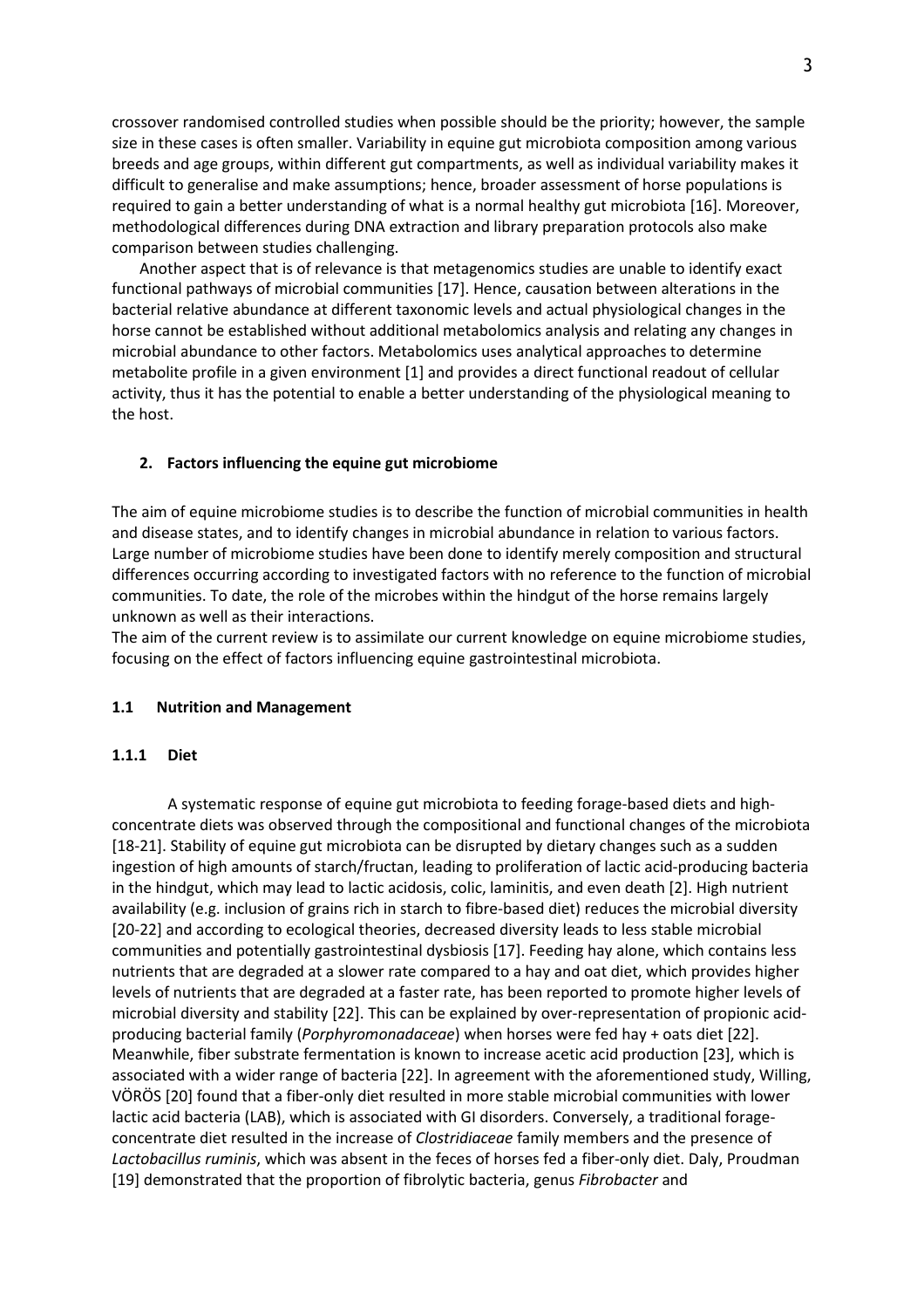crossover randomised controlled studies when possible should be the priority; however, the sample size in these cases is often smaller. Variability in equine gut microbiota composition among various breeds and age groups, within different gut compartments, as well as individual variability makes it difficult to generalise and make assumptions; hence, broader assessment of horse populations is required to gain a better understanding of what is a normal healthy gut microbiota [16]. Moreover, methodological differences during DNA extraction and library preparation protocols also make comparison between studies challenging.

Another aspect that is of relevance is that metagenomics studies are unable to identify exact functional pathways of microbial communities [17]. Hence, causation between alterations in the bacterial relative abundance at different taxonomic levels and actual physiological changes in the horse cannot be established without additional metabolomics analysis and relating any changes in microbial abundance to other factors. Metabolomics uses analytical approaches to determine metabolite profile in a given environment [1] and provides a direct functional readout of cellular activity, thus it has the potential to enable a better understanding of the physiological meaning to the host.

## 2. Factors influencing the equine gut microbiome

The aim of equine microbiome studies is to describe the function of microbial communities in health and disease states, and to identify changes in microbial abundance in relation to various factors. Large number of microbiome studies have been done to identify merely composition and structural differences occurring according to investigated factors with no reference to the function of microbial communities. To date, the role of the microbes within the hindgut of the horse remains largely unknown as well as their interactions.

The aim of the current review is to assimilate our current knowledge on equine microbiome studies, focusing on the effect of factors influencing equine gastrointestinal microbiota.

### 1.1 Nutrition and Management

#### 1.1.1 Diet

A systematic response of equine gut microbiota to feeding forage-based diets and high-concentrate diets was observed through the compositional and functional changes of the microbiota [18-21]. Stability of equine gut microbiota can be disrupted by dietary changes such as a sudden ingestion of high amounts of starch/fructan, leading to proliferation of lactic acid-producing bacteria in the hindgut, which may lead to lactic acidosis, colic, laminitis, and even death [2]. High nutrient availability (e.g. inclusion of grains rich in starch to fibre-based diet) reduces the microbial diversity [20-22] and according to ecological theories, decreased diversity leads to less stable microbial communities and potentially gastrointestinal dysbiosis [17]. Feeding hay alone, which contains less nutrients that are degraded at a slower rate compared to a hay and oat diet, which provides higher levels of nutrients that are degraded at a faster rate, has been reported to promote higher levels of microbial diversity and stability [22]. This can be explained by over-representation of propionic acid-producing bacterial family (*Porphyromonadaceae*) when horses were fed hay + oats diet [22]. Meanwhile, fiber substrate fermentation is known to increase acetic acid production [23], which is associated with a wider range of bacteria [22]. In agreement with the aforementioned study, Willing, VÖRÖS [20] found that a fiber-only diet resulted in more stable microbial communities with lower lactic acid bacteria (LAB), which is associated with GI disorders. Conversely, a traditional forage-concentrate diet resulted in the increase of *Clostridiaceae* family members and the presence of *Lactobacillus ruminis*, which was absent in the feces of horses fed a fiber-only diet. Daly, Proudman [19] demonstrated that the proportion of fibrolytic bacteria, genus *Fibrobacter* and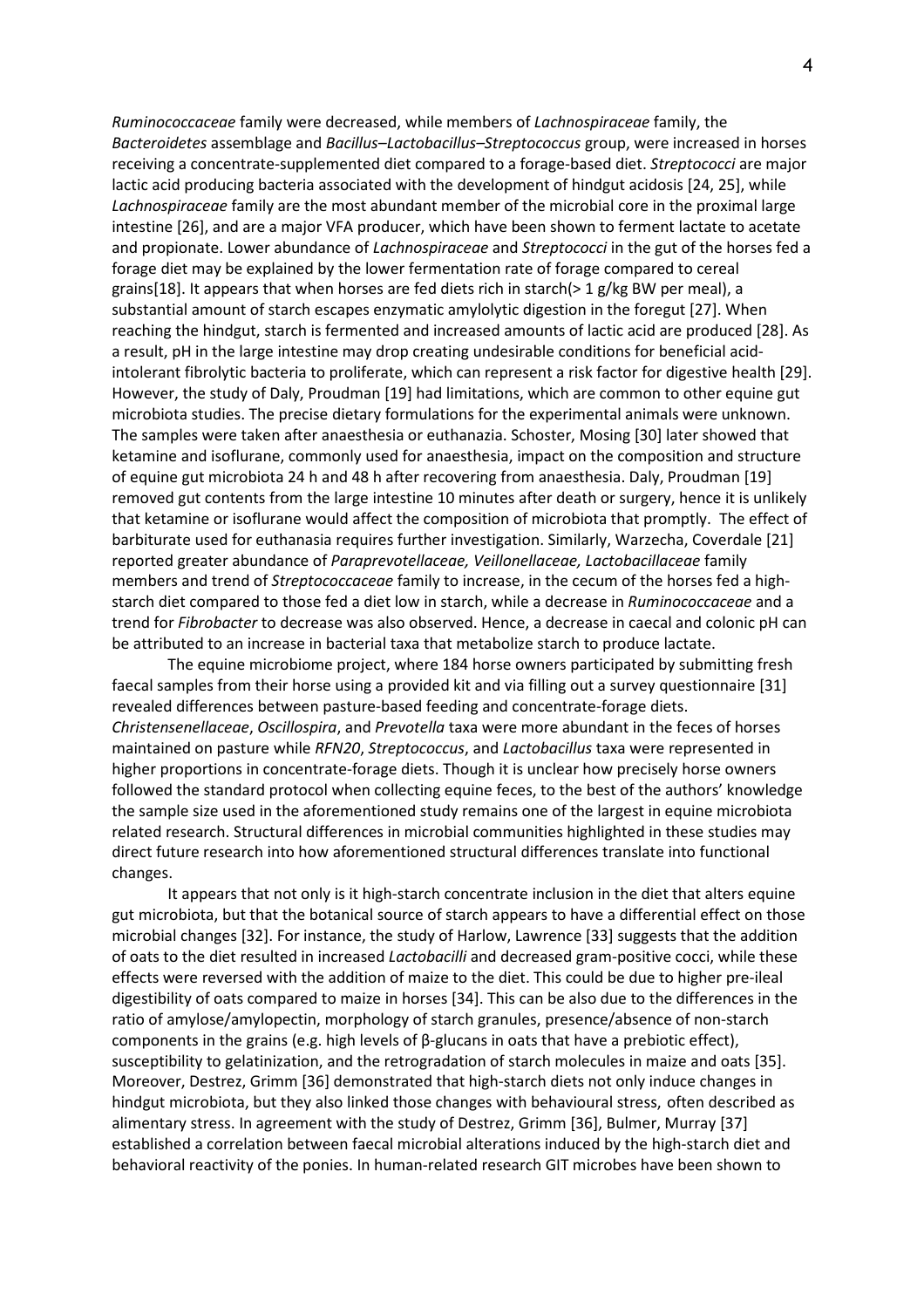*Ruminococcaceae* family were decreased, while members of *Lachnospiraceae* family, the *Bacteroidetes* assemblage and *Bacillus–Lactobacillus–Streptococcus* group, were increased in horses receiving a concentrate-supplemented diet compared to a forage-based diet. *Streptococci* are major lactic acid producing bacteria associated with the development of hindgut acidosis [24, 25], while *Lachnospiraceae* family are the most abundant member of the microbial core in the proximal large intestine [26], and are a major VFA producer, which have been shown to ferment lactate to acetate and propionate. Lower abundance of *Lachnospiraceae* and *Streptococci* in the gut of the horses fed a forage diet may be explained by the lower fermentation rate of forage compared to cereal grains[18]. It appears that when horses are fed diets rich in starch(> 1 g/kg BW per meal), a substantial amount of starch escapes enzymatic amylolytic digestion in the foregut [27]. When reaching the hindgut, starch is fermented and increased amounts of lactic acid are produced [28]. As a result, pH in the large intestine may drop creating undesirable conditions for beneficial acid-intolerant fibrolytic bacteria to proliferate, which can represent a risk factor for digestive health [29]. However, the study of Daly, Proudman [19] had limitations, which are common to other equine gut microbiota studies. The precise dietary formulations for the experimental animals were unknown. The samples were taken after anaesthesia or euthanazia. Schoster, Mosing [30] later showed that ketamine and isoflurane, commonly used for anaesthesia, impact on the composition and structure of equine gut microbiota 24 h and 48 h after recovering from anaesthesia. Daly, Proudman [19] removed gut contents from the large intestine 10 minutes after death or surgery, hence it is unlikely that ketamine or isoflurane would affect the composition of microbiota that promptly. The effect of barbiturate used for euthanasia requires further investigation. Similarly, Warzecha, Coverdale [21] reported greater abundance of *Paraprevotellaceae, Veillonellaceae, Lactobacillaceae* family members and trend of *Streptococcaceae* family to increase, in the cecum of the horses fed a high-starch diet compared to those fed a diet low in starch, while a decrease in *Ruminococcaceae* and a trend for *Fibrobacter* to decrease was also observed. Hence, a decrease in caecal and colonic pH can be attributed to an increase in bacterial taxa that metabolize starch to produce lactate.

The equine microbiome project, where 184 horse owners participated by submitting fresh faecal samples from their horse using a provided kit and via filling out a survey questionnaire [31] revealed differences between pasture-based feeding and concentrate-forage diets. *Christensenellaceae*, *Oscillospira*, and *Prevotella* taxa were more abundant in the feces of horses maintained on pasture while *RFN20*, *Streptococcus*, and *Lactobacillus* taxa were represented in higher proportions in concentrate-forage diets. Though it is unclear how precisely horse owners followed the standard protocol when collecting equine feces, to the best of the authors' knowledge the sample size used in the aforementioned study remains one of the largest in equine microbiota related research. Structural differences in microbial communities highlighted in these studies may direct future research into how aforementioned structural differences translate into functional changes.

It appears that not only is it high-starch concentrate inclusion in the diet that alters equine gut microbiota, but that the botanical source of starch appears to have a differential effect on those microbial changes [32]. For instance, the study of Harlow, Lawrence [33] suggests that the addition of oats to the diet resulted in increased *Lactobacilli* and decreased gram-positive cocci, while these effects were reversed with the addition of maize to the diet. This could be due to higher pre-ileal digestibility of oats compared to maize in horses [34]. This can be also due to the differences in the ratio of amylose/amylopectin, morphology of starch granules, presence/absence of non-starch components in the grains (e.g. high levels of β-glucans in oats that have a prebiotic effect), susceptibility to gelatinization, and the retrogradation of starch molecules in maize and oats [35]. Moreover, Destrez, Grimm [36] demonstrated that high-starch diets not only induce changes in hindgut microbiota, but they also linked those changes with behavioural stress, often described as alimentary stress. In agreement with the study of Destrez, Grimm [36], Bulmer, Murray [37] established a correlation between faecal microbial alterations induced by the high-starch diet and behavioral reactivity of the ponies. In human-related research GIT microbes have been shown to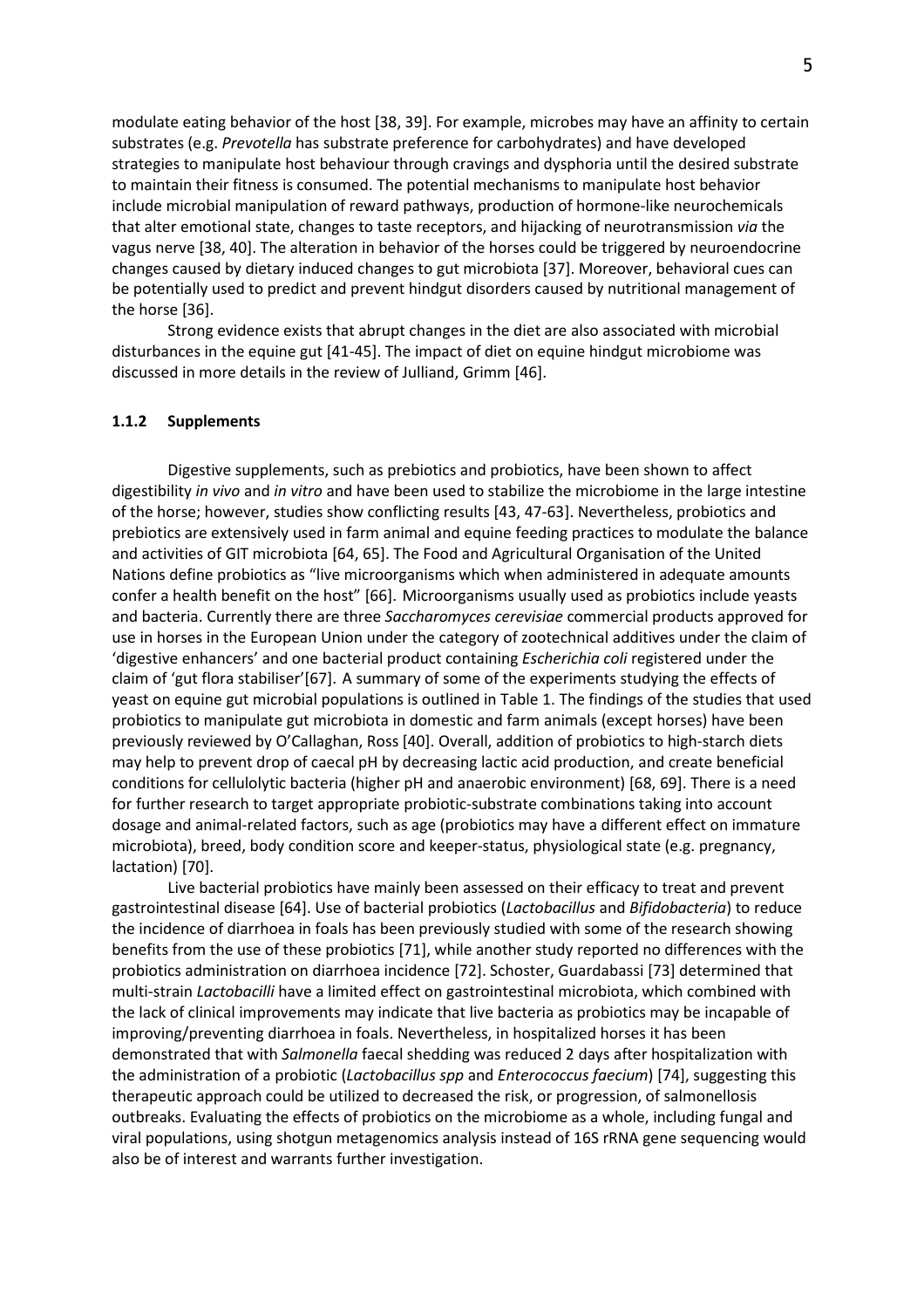modulate eating behavior of the host [38, 39]. For example, microbes may have an affinity to certain substrates (e.g. *Prevotella* has substrate preference for carbohydrates) and have developed strategies to manipulate host behaviour through cravings and dysphoria until the desired substrate to maintain their fitness is consumed. The potential mechanisms to manipulate host behavior include microbial manipulation of reward pathways, production of hormone-like neurochemicals that alter emotional state, changes to taste receptors, and hijacking of neurotransmission *via* the vagus nerve [38, 40]. The alteration in behavior of the horses could be triggered by neuroendocrine changes caused by dietary induced changes to gut microbiota [37]. Moreover, behavioral cues can be potentially used to predict and prevent hindgut disorders caused by nutritional management of the horse [36].

Strong evidence exists that abrupt changes in the diet are also associated with microbial disturbances in the equine gut [41-45]. The impact of diet on equine hindgut microbiome was discussed in more details in the review of Julliand, Grimm [46].

### 1.1.2 Supplements

Digestive supplements, such as prebiotics and probiotics, have been shown to affect digestibility *in vivo* and *in vitro* and have been used to stabilize the microbiome in the large intestine of the horse; however, studies show conflicting results [43, 47-63]. Nevertheless, probiotics and prebiotics are extensively used in farm animal and equine feeding practices to modulate the balance and activities of GIT microbiota [64, 65]. The Food and Agricultural Organisation of the United Nations define probiotics as "live microorganisms which when administered in adequate amounts confer a health benefit on the host" [66]. Microorganisms usually used as probiotics include yeasts and bacteria. Currently there are three *Saccharomyces cerevisiae* commercial products approved for use in horses in the European Union under the category of zootechnical additives under the claim of 'digestive enhancers' and one bacterial product containing *Escherichia coli* registered under the claim of 'gut flora stabiliser'[67]. A summary of some of the experiments studying the effects of yeast on equine gut microbial populations is outlined in Table 1. The findings of the studies that used probiotics to manipulate gut microbiota in domestic and farm animals (except horses) have been previously reviewed by O'Callaghan, Ross [40]. Overall, addition of probiotics to high-starch diets may help to prevent drop of caecal pH by decreasing lactic acid production, and create beneficial conditions for cellulolytic bacteria (higher pH and anaerobic environment) [68, 69]. There is a need for further research to target appropriate probiotic-substrate combinations taking into account dosage and animal-related factors, such as age (probiotics may have a different effect on immature microbiota), breed, body condition score and keeper-status, physiological state (e.g. pregnancy, lactation) [70].

Live bacterial probiotics have mainly been assessed on their efficacy to treat and prevent gastrointestinal disease [64]. Use of bacterial probiotics (*Lactobacillus* and *Bifidobacteria*) to reduce the incidence of diarrhoea in foals has been previously studied with some of the research showing benefits from the use of these probiotics [71], while another study reported no differences with the probiotics administration on diarrhoea incidence [72]. Schoster, Guardabassi [73] determined that multi-strain *Lactobacilli* have a limited effect on gastrointestinal microbiota, which combined with the lack of clinical improvements may indicate that live bacteria as probiotics may be incapable of improving/preventing diarrhoea in foals. Nevertheless, in hospitalized horses it has been demonstrated that with *Salmonella* faecal shedding was reduced 2 days after hospitalization with the administration of a probiotic (*Lactobacillus spp* and *Enterococcus faecium*) [74], suggesting this therapeutic approach could be utilized to decreased the risk, or progression, of salmonellosis outbreaks. Evaluating the effects of probiotics on the microbiome as a whole, including fungal and viral populations, using shotgun metagenomics analysis instead of 16S rRNA gene sequencing would also be of interest and warrants further investigation.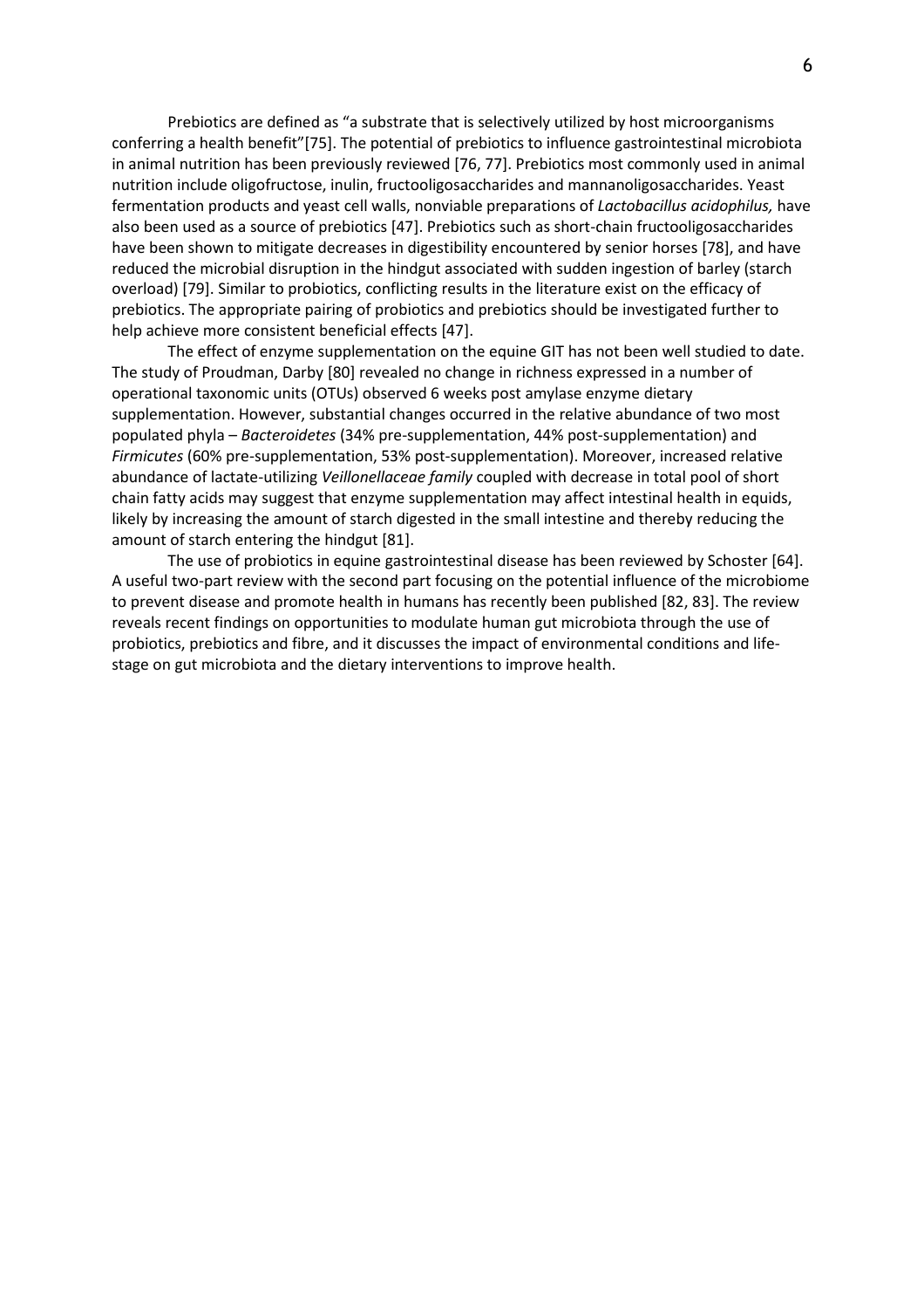Prebiotics are defined as "a substrate that is selectively utilized by host microorganisms conferring a health benefit"[75]. The potential of prebiotics to influence gastrointestinal microbiota in animal nutrition has been previously reviewed [76, 77]. Prebiotics most commonly used in animal nutrition include oligofructose, inulin, fructooligosaccharides and mannanoligosaccharides. Yeast fermentation products and yeast cell walls, nonviable preparations of *Lactobacillus acidophilus,* have also been used as a source of prebiotics [47]. Prebiotics such as short-chain fructooligosaccharides have been shown to mitigate decreases in digestibility encountered by senior horses [78], and have reduced the microbial disruption in the hindgut associated with sudden ingestion of barley (starch overload) [79]. Similar to probiotics, conflicting results in the literature exist on the efficacy of prebiotics. The appropriate pairing of probiotics and prebiotics should be investigated further to help achieve more consistent beneficial effects [47].

The effect of enzyme supplementation on the equine GIT has not been well studied to date. The study of Proudman, Darby [80] revealed no change in richness expressed in a number of operational taxonomic units (OTUs) observed 6 weeks post amylase enzyme dietary supplementation. However, substantial changes occurred in the relative abundance of two most populated phyla – *Bacteroidetes* (34% pre-supplementation, 44% post-supplementation) and *Firmicutes* (60% pre-supplementation, 53% post-supplementation). Moreover, increased relative abundance of lactate-utilizing *Veillonellaceae family* coupled with decrease in total pool of short chain fatty acids may suggest that enzyme supplementation may affect intestinal health in equids, likely by increasing the amount of starch digested in the small intestine and thereby reducing the amount of starch entering the hindgut [81].

The use of probiotics in equine gastrointestinal disease has been reviewed by Schoster [64]. A useful two-part review with the second part focusing on the potential influence of the microbiome to prevent disease and promote health in humans has recently been published [82, 83]. The review reveals recent findings on opportunities to modulate human gut microbiota through the use of probiotics, prebiotics and fibre, and it discusses the impact of environmental conditions and life-stage on gut microbiota and the dietary interventions to improve health.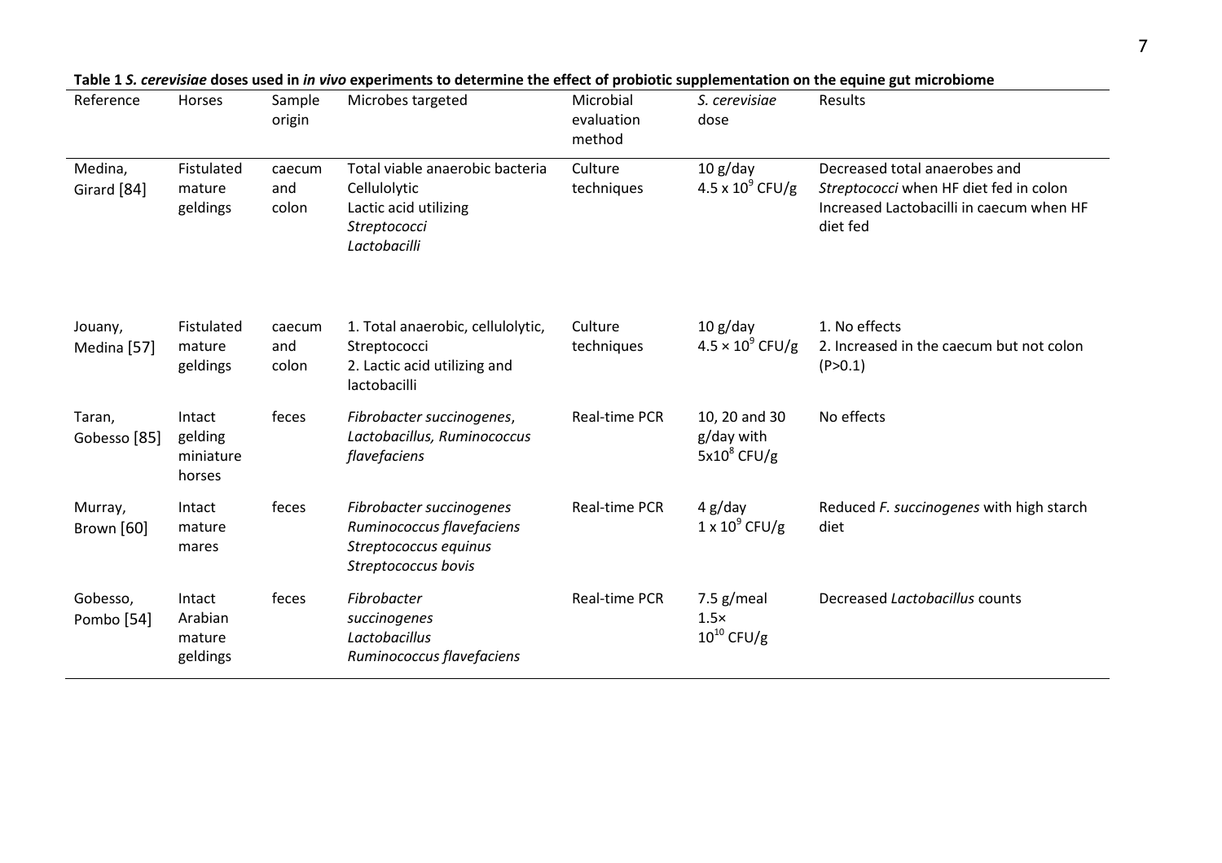**Table 1** ***S. cerevisiae*** **doses used in** ***in vivo*** **experiments to determine the effect of probiotic supplementation on the equine gut microbiome**

| Reference | Horses | Sample origin | Microbes targeted | Microbial evaluation method | *S. cerevisiae* dose | Results |
|---|---|---|---|---|---|---|
| Medina, Girard [84] | Fistulated mature geldings | caecum and colon | Total viable anaerobic bacteria<br>Cellulolytic<br>Lactic acid utilizing<br>*Streptococci*<br>*Lactobacilli* | Culture techniques | 10 g/day<br>$4.5 \times 10^9$ CFU/g | Decreased total anaerobes and *Streptococci* when HF diet fed in colon<br>Increased Lactobacilli in caecum when HF diet fed |
| Jouany, Medina [57] | Fistulated mature geldings | caecum and colon | 1. Total anaerobic, cellulolytic, Streptococci<br>2. Lactic acid utilizing and lactobacilli | Culture techniques | 10 g/day<br>$4.5 \times 10^9$ CFU/g | 1. No effects<br>2. Increased in the caecum but not colon ($P>0.1$) |
| Taran, Gobesso [85] | Intact gelding miniature horses | feces | *Fibrobacter succinogenes*, *Lactobacillus, Ruminococcus flavefaciens* | Real-time PCR | 10, 20 and 30 g/day with $5 \times 10^8$ CFU/g | No effects |
| Murray, Brown [60] | Intact mature mares | feces | *Fibrobacter succinogenes*<br>*Ruminococcus flavefaciens*<br>*Streptococcus equinus*<br>*Streptococcus bovis* | Real-time PCR | 4 g/day<br>$1 \times 10^9$ CFU/g | Reduced *F. succinogenes* with high starch diet |
| Gobesso, Pombo [54] | Intact Arabian mature geldings | feces | *Fibrobacter succinogenes*<br>*Lactobacillus*<br>*Ruminococcus flavefaciens* | Real-time PCR | 7.5 g/meal<br>$1.5 \times 10^{10}$ CFU/g | Decreased *Lactobacillus* counts |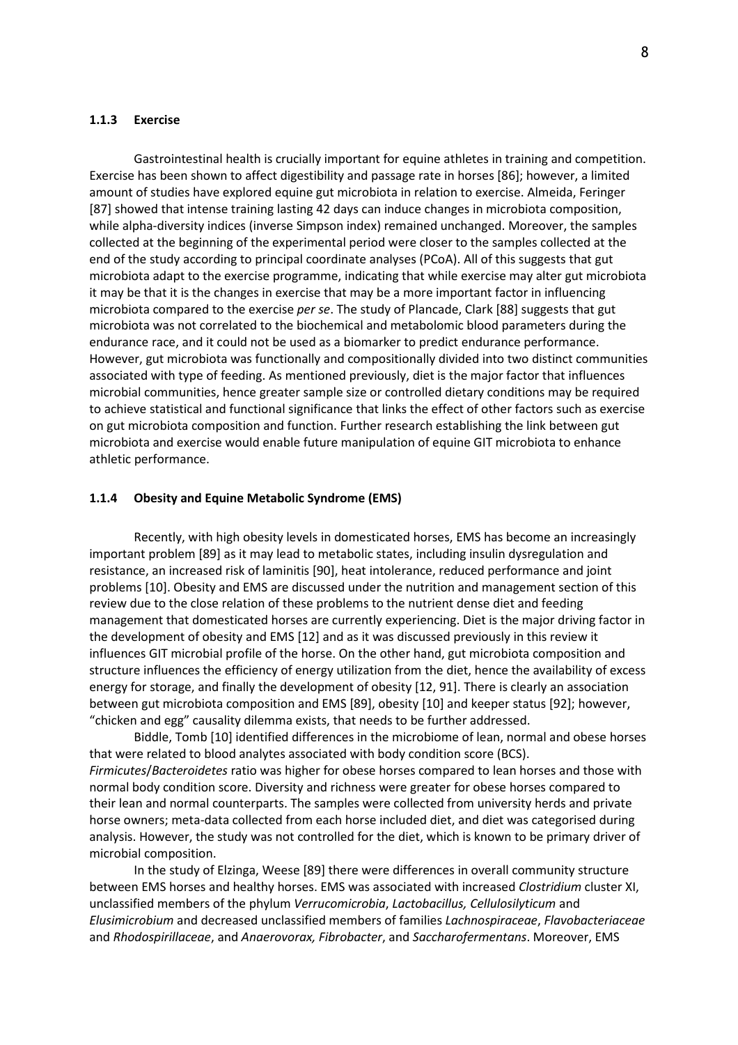### 1.1.3 Exercise

Gastrointestinal health is crucially important for equine athletes in training and competition. Exercise has been shown to affect digestibility and passage rate in horses [86]; however, a limited amount of studies have explored equine gut microbiota in relation to exercise. Almeida, Feringer [87] showed that intense training lasting 42 days can induce changes in microbiota composition, while alpha-diversity indices (inverse Simpson index) remained unchanged. Moreover, the samples collected at the beginning of the experimental period were closer to the samples collected at the end of the study according to principal coordinate analyses (PCoA). All of this suggests that gut microbiota adapt to the exercise programme, indicating that while exercise may alter gut microbiota it may be that it is the changes in exercise that may be a more important factor in influencing microbiota compared to the exercise *per se*. The study of Plancade, Clark [88] suggests that gut microbiota was not correlated to the biochemical and metabolomic blood parameters during the endurance race, and it could not be used as a biomarker to predict endurance performance. However, gut microbiota was functionally and compositionally divided into two distinct communities associated with type of feeding. As mentioned previously, diet is the major factor that influences microbial communities, hence greater sample size or controlled dietary conditions may be required to achieve statistical and functional significance that links the effect of other factors such as exercise on gut microbiota composition and function. Further research establishing the link between gut microbiota and exercise would enable future manipulation of equine GIT microbiota to enhance athletic performance.

### 1.1.4 Obesity and Equine Metabolic Syndrome (EMS)

Recently, with high obesity levels in domesticated horses, EMS has become an increasingly important problem [89] as it may lead to metabolic states, including insulin dysregulation and resistance, an increased risk of laminitis [90], heat intolerance, reduced performance and joint problems [10]. Obesity and EMS are discussed under the nutrition and management section of this review due to the close relation of these problems to the nutrient dense diet and feeding management that domesticated horses are currently experiencing. Diet is the major driving factor in the development of obesity and EMS [12] and as it was discussed previously in this review it influences GIT microbial profile of the horse. On the other hand, gut microbiota composition and structure influences the efficiency of energy utilization from the diet, hence the availability of excess energy for storage, and finally the development of obesity [12, 91]. There is clearly an association between gut microbiota composition and EMS [89], obesity [10] and keeper status [92]; however, "chicken and egg" causality dilemma exists, that needs to be further addressed.

Biddle, Tomb [10] identified differences in the microbiome of lean, normal and obese horses that were related to blood analytes associated with body condition score (BCS). *Firmicutes*/*Bacteroidetes* ratio was higher for obese horses compared to lean horses and those with normal body condition score. Diversity and richness were greater for obese horses compared to their lean and normal counterparts. The samples were collected from university herds and private horse owners; meta-data collected from each horse included diet, and diet was categorised during analysis. However, the study was not controlled for the diet, which is known to be primary driver of microbial composition.

In the study of Elzinga, Weese [89] there were differences in overall community structure between EMS horses and healthy horses. EMS was associated with increased *Clostridium* cluster XI, unclassified members of the phylum *Verrucomicrobia*, *Lactobacillus, Cellulosilyticum* and *Elusimicrobium* and decreased unclassified members of families *Lachnospiraceae*, *Flavobacteriaceae* and *Rhodospirillaceae*, and *Anaerovorax, Fibrobacter*, and *Saccharofermentans*. Moreover, EMS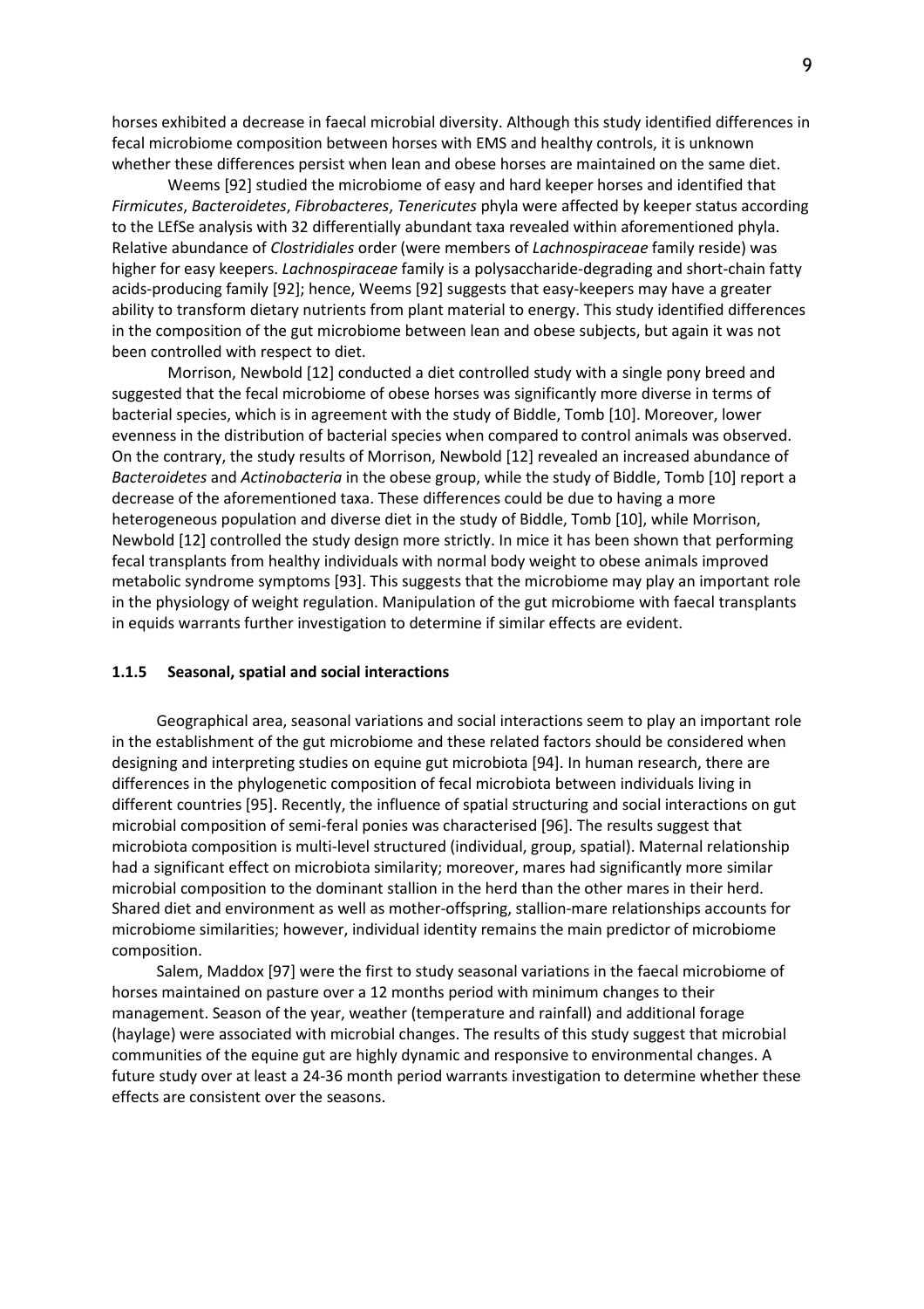horses exhibited a decrease in faecal microbial diversity. Although this study identified differences in fecal microbiome composition between horses with EMS and healthy controls, it is unknown whether these differences persist when lean and obese horses are maintained on the same diet.

Weems [92] studied the microbiome of easy and hard keeper horses and identified that *Firmicutes*, *Bacteroidetes*, *Fibrobacteres*, *Tenericutes* phyla were affected by keeper status according to the LEfSe analysis with 32 differentially abundant taxa revealed within aforementioned phyla. Relative abundance of *Clostridiales* order (were members of *Lachnospiraceae* family reside) was higher for easy keepers. *Lachnospiraceae* family is a polysaccharide-degrading and short-chain fatty acids-producing family [92]; hence, Weems [92] suggests that easy-keepers may have a greater ability to transform dietary nutrients from plant material to energy. This study identified differences in the composition of the gut microbiome between lean and obese subjects, but again it was not been controlled with respect to diet.

Morrison, Newbold [12] conducted a diet controlled study with a single pony breed and suggested that the fecal microbiome of obese horses was significantly more diverse in terms of bacterial species, which is in agreement with the study of Biddle, Tomb [10]. Moreover, lower evenness in the distribution of bacterial species when compared to control animals was observed. On the contrary, the study results of Morrison, Newbold [12] revealed an increased abundance of *Bacteroidetes* and *Actinobacteria* in the obese group, while the study of Biddle, Tomb [10] report a decrease of the aforementioned taxa. These differences could be due to having a more heterogeneous population and diverse diet in the study of Biddle, Tomb [10], while Morrison, Newbold [12] controlled the study design more strictly. In mice it has been shown that performing fecal transplants from healthy individuals with normal body weight to obese animals improved metabolic syndrome symptoms [93]. This suggests that the microbiome may play an important role in the physiology of weight regulation. Manipulation of the gut microbiome with faecal transplants in equids warrants further investigation to determine if similar effects are evident.

### 1.1.5 Seasonal, spatial and social interactions

Geographical area, seasonal variations and social interactions seem to play an important role in the establishment of the gut microbiome and these related factors should be considered when designing and interpreting studies on equine gut microbiota [94]. In human research, there are differences in the phylogenetic composition of fecal microbiota between individuals living in different countries [95]. Recently, the influence of spatial structuring and social interactions on gut microbial composition of semi-feral ponies was characterised [96]. The results suggest that microbiota composition is multi-level structured (individual, group, spatial). Maternal relationship had a significant effect on microbiota similarity; moreover, mares had significantly more similar microbial composition to the dominant stallion in the herd than the other mares in their herd. Shared diet and environment as well as mother-offspring, stallion-mare relationships accounts for microbiome similarities; however, individual identity remains the main predictor of microbiome composition.

Salem, Maddox [97] were the first to study seasonal variations in the faecal microbiome of horses maintained on pasture over a 12 months period with minimum changes to their management. Season of the year, weather (temperature and rainfall) and additional forage (haylage) were associated with microbial changes. The results of this study suggest that microbial communities of the equine gut are highly dynamic and responsive to environmental changes. A future study over at least a 24-36 month period warrants investigation to determine whether these effects are consistent over the seasons.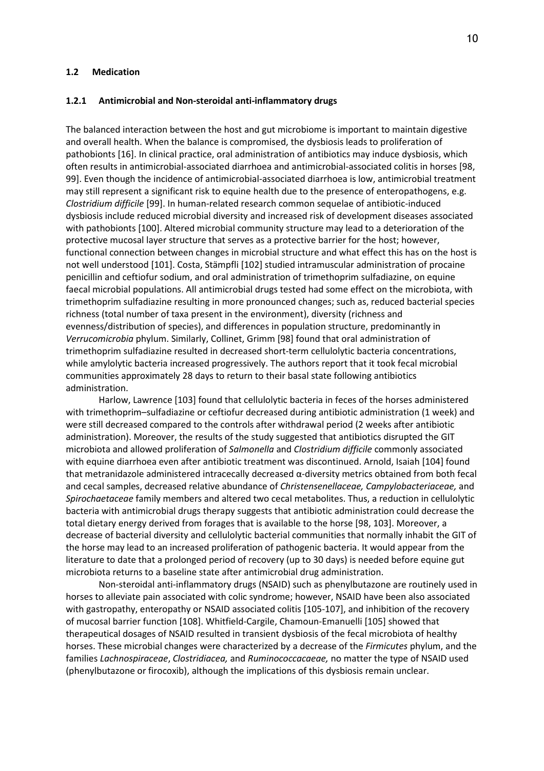### 1.2 Medication

#### 1.2.1 Antimicrobial and Non-steroidal anti-inflammatory drugs

The balanced interaction between the host and gut microbiome is important to maintain digestive and overall health. When the balance is compromised, the dysbiosis leads to proliferation of pathobionts [16]. In clinical practice, oral administration of antibiotics may induce dysbiosis, which often results in antimicrobial-associated diarrhoea and antimicrobial-associated colitis in horses [98, 99]. Even though the incidence of antimicrobial-associated diarrhoea is low, antimicrobial treatment may still represent a significant risk to equine health due to the presence of enteropathogens, e.g. *Clostridium difficile* [99]. In human-related research common sequelae of antibiotic-induced dysbiosis include reduced microbial diversity and increased risk of development diseases associated with pathobionts [100]. Altered microbial community structure may lead to a deterioration of the protective mucosal layer structure that serves as a protective barrier for the host; however, functional connection between changes in microbial structure and what effect this has on the host is not well understood [101]. Costa, Stämpfli [102] studied intramuscular administration of procaine penicillin and ceftiofur sodium, and oral administration of trimethoprim sulfadiazine, on equine faecal microbial populations. All antimicrobial drugs tested had some effect on the microbiota, with trimethoprim sulfadiazine resulting in more pronounced changes; such as, reduced bacterial species richness (total number of taxa present in the environment), diversity (richness and evenness/distribution of species), and differences in population structure, predominantly in *Verrucomicrobia* phylum. Similarly, Collinet, Grimm [98] found that oral administration of trimethoprim sulfadiazine resulted in decreased short-term cellulolytic bacteria concentrations, while amylolytic bacteria increased progressively. The authors report that it took fecal microbial communities approximately 28 days to return to their basal state following antibiotics administration.

Harlow, Lawrence [103] found that cellulolytic bacteria in feces of the horses administered with trimethoprim–sulfadiazine or ceftiofur decreased during antibiotic administration (1 week) and were still decreased compared to the controls after withdrawal period (2 weeks after antibiotic administration). Moreover, the results of the study suggested that antibiotics disrupted the GIT microbiota and allowed proliferation of *Salmonella* and *Clostridium difficile* commonly associated with equine diarrhoea even after antibiotic treatment was discontinued. Arnold, Isaiah [104] found that metranidazole administered intracecally decreased α-diversity metrics obtained from both fecal and cecal samples, decreased relative abundance of *Christensenellaceae, Campylobacteriaceae,* and *Spirochaetaceae* family members and altered two cecal metabolites. Thus, a reduction in cellulolytic bacteria with antimicrobial drugs therapy suggests that antibiotic administration could decrease the total dietary energy derived from forages that is available to the horse [98, 103]. Moreover, a decrease of bacterial diversity and cellulolytic bacterial communities that normally inhabit the GIT of the horse may lead to an increased proliferation of pathogenic bacteria. It would appear from the literature to date that a prolonged period of recovery (up to 30 days) is needed before equine gut microbiota returns to a baseline state after antimicrobial drug administration.

Non-steroidal anti-inflammatory drugs (NSAID) such as phenylbutazone are routinely used in horses to alleviate pain associated with colic syndrome; however, NSAID have been also associated with gastropathy, enteropathy or NSAID associated colitis [105-107], and inhibition of the recovery of mucosal barrier function [108]. Whitfield-Cargile, Chamoun-Emanuelli [105] showed that therapeutical dosages of NSAID resulted in transient dysbiosis of the fecal microbiota of healthy horses. These microbial changes were characterized by a decrease of the *Firmicutes* phylum, and the families *Lachnospiraceae*, *Clostridiacea,* and *Ruminococcacaeae,* no matter the type of NSAID used (phenylbutazone or firocoxib), although the implications of this dysbiosis remain unclear.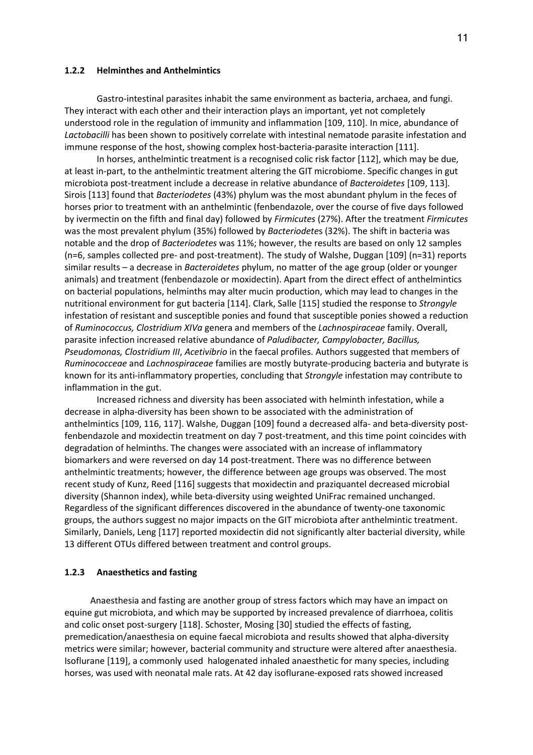### 1.2.2 Helminthes and Anthelmintics

Gastro-intestinal parasites inhabit the same environment as bacteria, archaea, and fungi. They interact with each other and their interaction plays an important, yet not completely understood role in the regulation of immunity and inflammation [109, 110]. In mice, abundance of *Lactobacilli* has been shown to positively correlate with intestinal nematode parasite infestation and immune response of the host, showing complex host-bacteria-parasite interaction [111].

In horses, anthelmintic treatment is a recognised colic risk factor [112], which may be due, at least in-part, to the anthelmintic treatment altering the GIT microbiome. Specific changes in gut microbiota post-treatment include a decrease in relative abundance of *Bacteroidetes* [109, 113]. Sirois [113] found that *Bacteriodetes* (43%) phylum was the most abundant phylum in the feces of horses prior to treatment with an anthelmintic (fenbendazole, over the course of five days followed by ivermectin on the fifth and final day) followed by *Firmicutes* (27%). After the treatment *Firmicutes* was the most prevalent phylum (35%) followed by *Bacteriodetes* (32%). The shift in bacteria was notable and the drop of *Bacteriodetes* was 11%; however, the results are based on only 12 samples (n=6, samples collected pre- and post-treatment). The study of Walshe, Duggan [109] (n=31) reports similar results – a decrease in *Bacteroidetes* phylum, no matter of the age group (older or younger animals) and treatment (fenbendazole or moxidectin). Apart from the direct effect of anthelmintics on bacterial populations, helminths may alter mucin production, which may lead to changes in the nutritional environment for gut bacteria [114]. Clark, Salle [115] studied the response to *Strongyle* infestation of resistant and susceptible ponies and found that susceptible ponies showed a reduction of *Ruminococcus, Clostridium XIVa* genera and members of the *Lachnospiraceae* family. Overall, parasite infection increased relative abundance of *Paludibacter, Campylobacter, Bacillus, Pseudomonas, Clostridium III*, *Acetivibrio* in the faecal profiles. Authors suggested that members of *Ruminococceae* and *Lachnospiraceae* families are mostly butyrate-producing bacteria and butyrate is known for its anti-inflammatory properties, concluding that *Strongyle* infestation may contribute to inflammation in the gut.

Increased richness and diversity has been associated with helminth infestation, while a decrease in alpha-diversity has been shown to be associated with the administration of anthelmintics [109, 116, 117]. Walshe, Duggan [109] found a decreased alfa- and beta-diversity post-fenbendazole and moxidectin treatment on day 7 post-treatment, and this time point coincides with degradation of helminths. The changes were associated with an increase of inflammatory biomarkers and were reversed on day 14 post-treatment. There was no difference between anthelmintic treatments; however, the difference between age groups was observed. The most recent study of Kunz, Reed [116] suggests that moxidectin and praziquantel decreased microbial diversity (Shannon index), while beta-diversity using weighted UniFrac remained unchanged. Regardless of the significant differences discovered in the abundance of twenty-one taxonomic groups, the authors suggest no major impacts on the GIT microbiota after anthelmintic treatment. Similarly, Daniels, Leng [117] reported moxidectin did not significantly alter bacterial diversity, while 13 different OTUs differed between treatment and control groups.

### 1.2.3 Anaesthetics and fasting

Anaesthesia and fasting are another group of stress factors which may have an impact on equine gut microbiota, and which may be supported by increased prevalence of diarrhoea, colitis and colic onset post-surgery [118]. Schoster, Mosing [30] studied the effects of fasting, premedication/anaesthesia on equine faecal microbiota and results showed that alpha-diversity metrics were similar; however, bacterial community and structure were altered after anaesthesia. Isoflurane [119], a commonly used halogenated inhaled anaesthetic for many species, including horses, was used with neonatal male rats. At 42 day isoflurane-exposed rats showed increased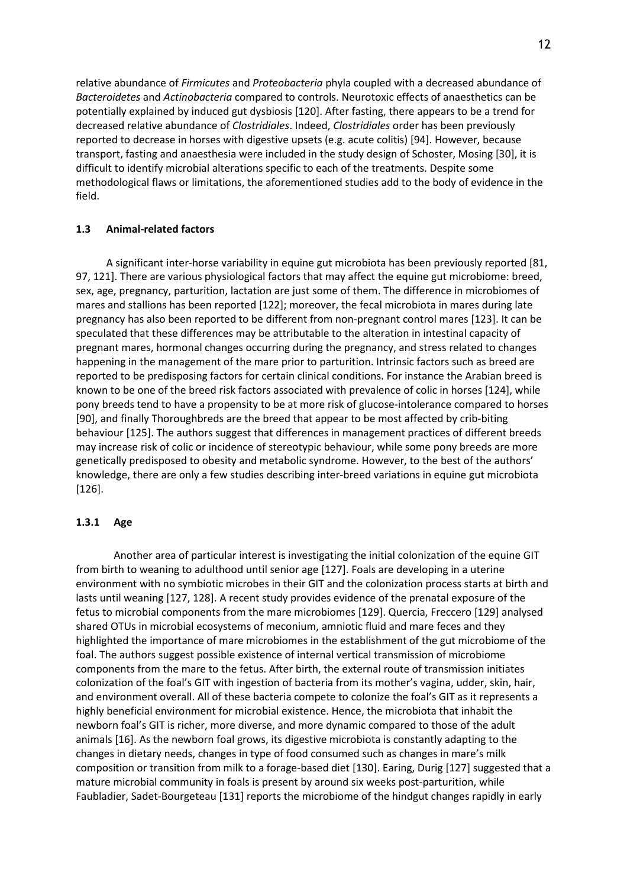relative abundance of *Firmicutes* and *Proteobacteria* phyla coupled with a decreased abundance of *Bacteroidetes* and *Actinobacteria* compared to controls. Neurotoxic effects of anaesthetics can be potentially explained by induced gut dysbiosis [120]. After fasting, there appears to be a trend for decreased relative abundance of *Clostridiales*. Indeed, *Clostridiales* order has been previously reported to decrease in horses with digestive upsets (e.g. acute colitis) [94]. However, because transport, fasting and anaesthesia were included in the study design of Schoster, Mosing [30], it is difficult to identify microbial alterations specific to each of the treatments. Despite some methodological flaws or limitations, the aforementioned studies add to the body of evidence in the field.

### 1.3 Animal-related factors

A significant inter-horse variability in equine gut microbiota has been previously reported [81, 97, 121]. There are various physiological factors that may affect the equine gut microbiome: breed, sex, age, pregnancy, parturition, lactation are just some of them. The difference in microbiomes of mares and stallions has been reported [122]; moreover, the fecal microbiota in mares during late pregnancy has also been reported to be different from non-pregnant control mares [123]. It can be speculated that these differences may be attributable to the alteration in intestinal capacity of pregnant mares, hormonal changes occurring during the pregnancy, and stress related to changes happening in the management of the mare prior to parturition. Intrinsic factors such as breed are reported to be predisposing factors for certain clinical conditions. For instance the Arabian breed is known to be one of the breed risk factors associated with prevalence of colic in horses [124], while pony breeds tend to have a propensity to be at more risk of glucose-intolerance compared to horses [90], and finally Thoroughbreds are the breed that appear to be most affected by crib-biting behaviour [125]. The authors suggest that differences in management practices of different breeds may increase risk of colic or incidence of stereotypic behaviour, while some pony breeds are more genetically predisposed to obesity and metabolic syndrome. However, to the best of the authors' knowledge, there are only a few studies describing inter-breed variations in equine gut microbiota [126].

#### 1.3.1 Age

Another area of particular interest is investigating the initial colonization of the equine GIT from birth to weaning to adulthood until senior age [127]. Foals are developing in a uterine environment with no symbiotic microbes in their GIT and the colonization process starts at birth and lasts until weaning [127, 128]. A recent study provides evidence of the prenatal exposure of the fetus to microbial components from the mare microbiomes [129]. Quercia, Freccero [129] analysed shared OTUs in microbial ecosystems of meconium, amniotic fluid and mare feces and they highlighted the importance of mare microbiomes in the establishment of the gut microbiome of the foal. The authors suggest possible existence of internal vertical transmission of microbiome components from the mare to the fetus. After birth, the external route of transmission initiates colonization of the foal's GIT with ingestion of bacteria from its mother's vagina, udder, skin, hair, and environment overall. All of these bacteria compete to colonize the foal's GIT as it represents a highly beneficial environment for microbial existence. Hence, the microbiota that inhabit the newborn foal's GIT is richer, more diverse, and more dynamic compared to those of the adult animals [16]. As the newborn foal grows, its digestive microbiota is constantly adapting to the changes in dietary needs, changes in type of food consumed such as changes in mare's milk composition or transition from milk to a forage-based diet [130]. Earing, Durig [127] suggested that a mature microbial community in foals is present by around six weeks post-parturition, while Faubladier, Sadet-Bourgeteau [131] reports the microbiome of the hindgut changes rapidly in early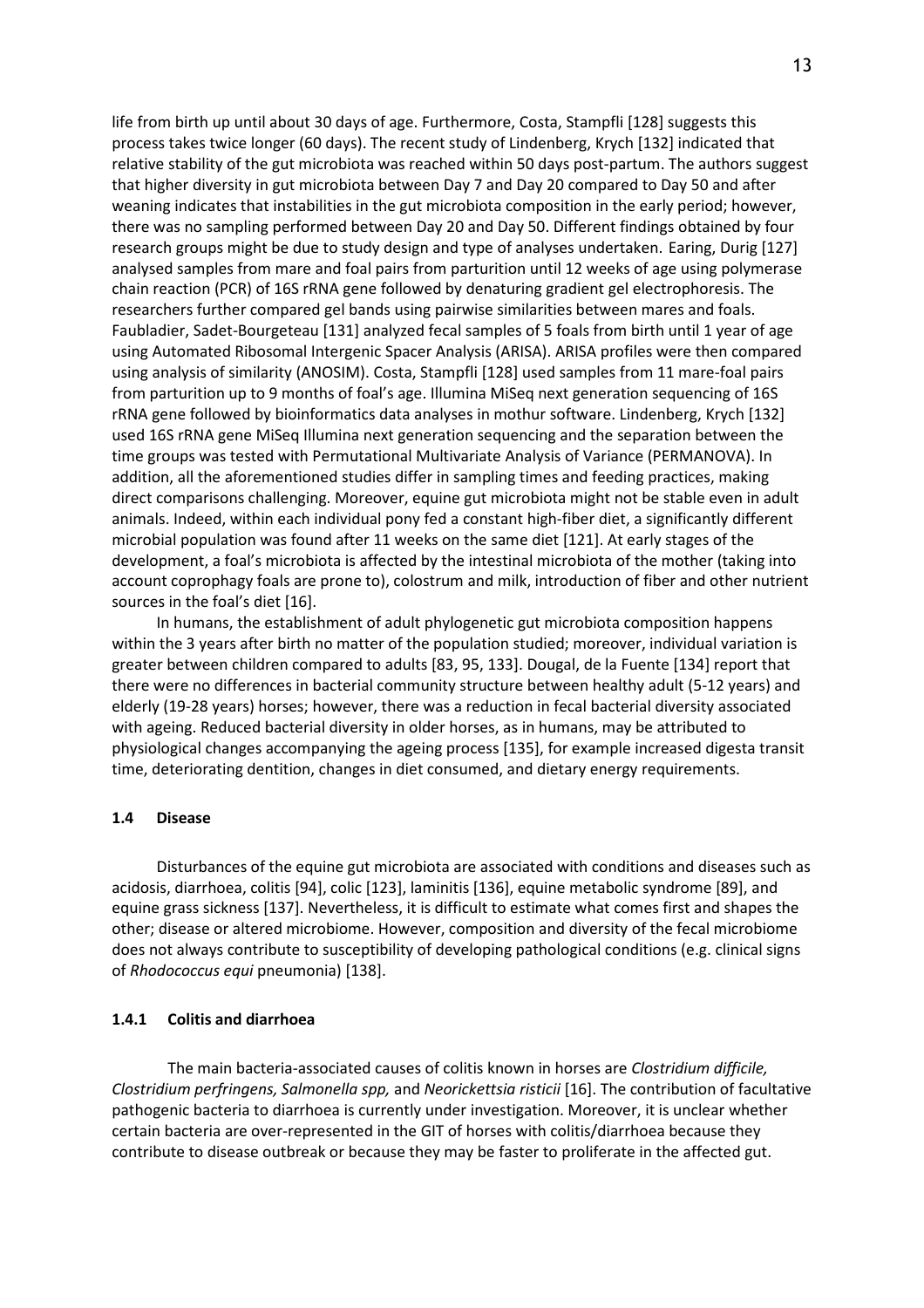life from birth up until about 30 days of age. Furthermore, Costa, Stampfli [128] suggests this process takes twice longer (60 days). The recent study of Lindenberg, Krych [132] indicated that relative stability of the gut microbiota was reached within 50 days post-partum. The authors suggest that higher diversity in gut microbiota between Day 7 and Day 20 compared to Day 50 and after weaning indicates that instabilities in the gut microbiota composition in the early period; however, there was no sampling performed between Day 20 and Day 50. Different findings obtained by four research groups might be due to study design and type of analyses undertaken. Earing, Durig [127] analysed samples from mare and foal pairs from parturition until 12 weeks of age using polymerase chain reaction (PCR) of 16S rRNA gene followed by denaturing gradient gel electrophoresis. The researchers further compared gel bands using pairwise similarities between mares and foals. Faubladier, Sadet-Bourgeteau [131] analyzed fecal samples of 5 foals from birth until 1 year of age using Automated Ribosomal Intergenic Spacer Analysis (ARISA). ARISA profiles were then compared using analysis of similarity (ANOSIM). Costa, Stampfli [128] used samples from 11 mare-foal pairs from parturition up to 9 months of foal's age. Illumina MiSeq next generation sequencing of 16S rRNA gene followed by bioinformatics data analyses in mothur software. Lindenberg, Krych [132] used 16S rRNA gene MiSeq Illumina next generation sequencing and the separation between the time groups was tested with Permutational Multivariate Analysis of Variance (PERMANOVA). In addition, all the aforementioned studies differ in sampling times and feeding practices, making direct comparisons challenging. Moreover, equine gut microbiota might not be stable even in adult animals. Indeed, within each individual pony fed a constant high-fiber diet, a significantly different microbial population was found after 11 weeks on the same diet [121]. At early stages of the development, a foal's microbiota is affected by the intestinal microbiota of the mother (taking into account coprophagy foals are prone to), colostrum and milk, introduction of fiber and other nutrient sources in the foal's diet [16].

In humans, the establishment of adult phylogenetic gut microbiota composition happens within the 3 years after birth no matter of the population studied; moreover, individual variation is greater between children compared to adults [83, 95, 133]. Dougal, de la Fuente [134] report that there were no differences in bacterial community structure between healthy adult (5-12 years) and elderly (19-28 years) horses; however, there was a reduction in fecal bacterial diversity associated with ageing. Reduced bacterial diversity in older horses, as in humans, may be attributed to physiological changes accompanying the ageing process [135], for example increased digesta transit time, deteriorating dentition, changes in diet consumed, and dietary energy requirements.

## 1.4 Disease

Disturbances of the equine gut microbiota are associated with conditions and diseases such as acidosis, diarrhoea, colitis [94], colic [123], laminitis [136], equine metabolic syndrome [89], and equine grass sickness [137]. Nevertheless, it is difficult to estimate what comes first and shapes the other; disease or altered microbiome. However, composition and diversity of the fecal microbiome does not always contribute to susceptibility of developing pathological conditions (e.g. clinical signs of *Rhodococcus equi* pneumonia) [138].

### 1.4.1 Colitis and diarrhoea

The main bacteria-associated causes of colitis known in horses are *Clostridium difficile, Clostridium perfringens, Salmonella spp,* and *Neorickettsia risticii* [16]. The contribution of facultative pathogenic bacteria to diarrhoea is currently under investigation. Moreover, it is unclear whether certain bacteria are over-represented in the GIT of horses with colitis/diarrhoea because they contribute to disease outbreak or because they may be faster to proliferate in the affected gut.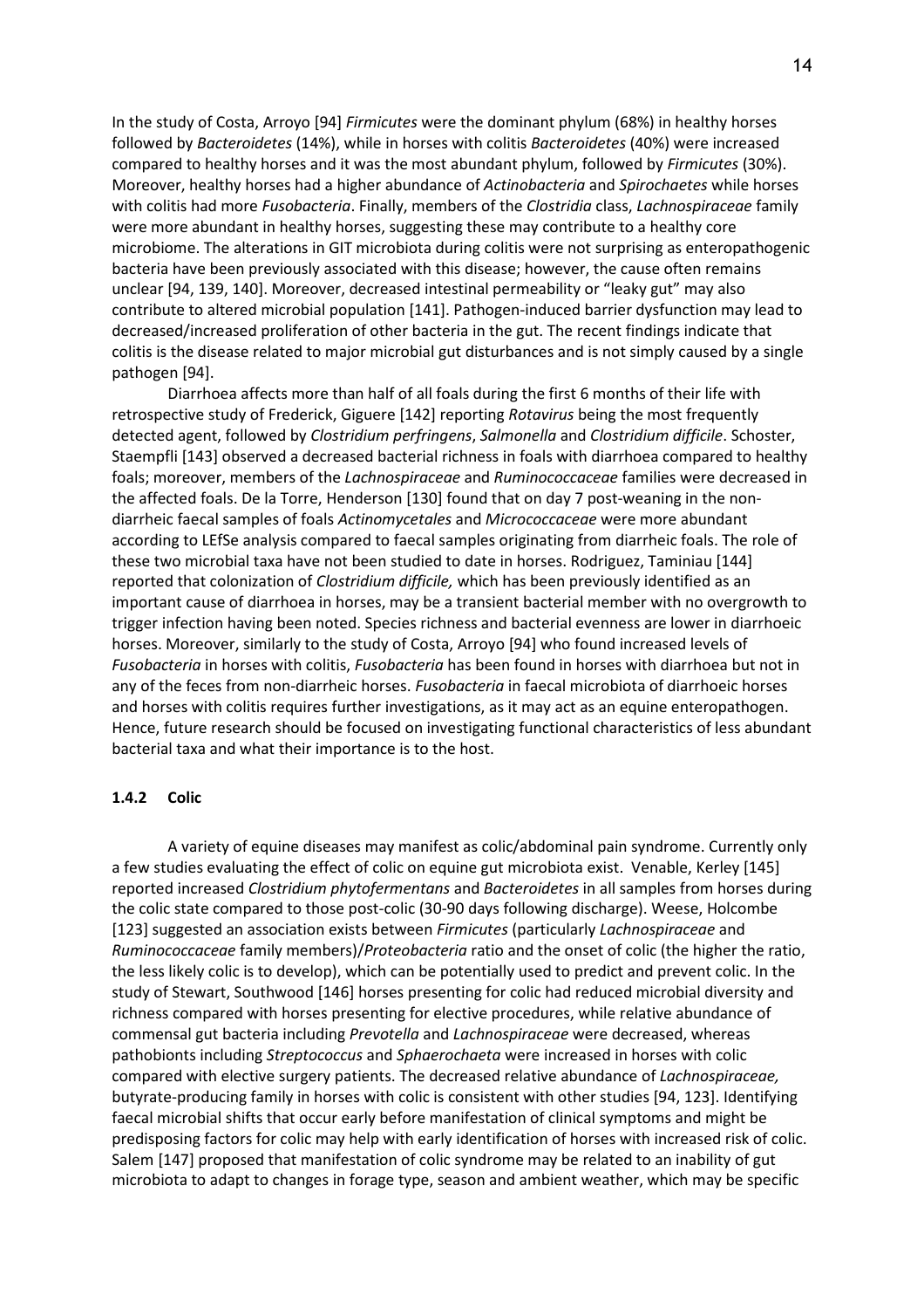In the study of Costa, Arroyo [94] *Firmicutes* were the dominant phylum (68%) in healthy horses followed by *Bacteroidetes* (14%), while in horses with colitis *Bacteroidetes* (40%) were increased compared to healthy horses and it was the most abundant phylum, followed by *Firmicutes* (30%). Moreover, healthy horses had a higher abundance of *Actinobacteria* and *Spirochaetes* while horses with colitis had more *Fusobacteria*. Finally, members of the *Clostridia* class, *Lachnospiraceae* family were more abundant in healthy horses, suggesting these may contribute to a healthy core microbiome. The alterations in GIT microbiota during colitis were not surprising as enteropathogenic bacteria have been previously associated with this disease; however, the cause often remains unclear [94, 139, 140]. Moreover, decreased intestinal permeability or "leaky gut" may also contribute to altered microbial population [141]. Pathogen-induced barrier dysfunction may lead to decreased/increased proliferation of other bacteria in the gut. The recent findings indicate that colitis is the disease related to major microbial gut disturbances and is not simply caused by a single pathogen [94].

Diarrhoea affects more than half of all foals during the first 6 months of their life with retrospective study of Frederick, Giguere [142] reporting *Rotavirus* being the most frequently detected agent, followed by *Clostridium perfringens*, *Salmonella* and *Clostridium difficile*. Schoster, Staempfli [143] observed a decreased bacterial richness in foals with diarrhoea compared to healthy foals; moreover, members of the *Lachnospiraceae* and *Ruminococcaceae* families were decreased in the affected foals. De la Torre, Henderson [130] found that on day 7 post-weaning in the non-diarrheic faecal samples of foals *Actinomycetales* and *Micrococcaceae* were more abundant according to LEfSe analysis compared to faecal samples originating from diarrheic foals. The role of these two microbial taxa have not been studied to date in horses. Rodriguez, Taminiau [144] reported that colonization of *Clostridium difficile,* which has been previously identified as an important cause of diarrhoea in horses, may be a transient bacterial member with no overgrowth to trigger infection having been noted. Species richness and bacterial evenness are lower in diarrhoeic horses. Moreover, similarly to the study of Costa, Arroyo [94] who found increased levels of *Fusobacteria* in horses with colitis, *Fusobacteria* has been found in horses with diarrhoea but not in any of the feces from non-diarrheic horses. *Fusobacteria* in faecal microbiota of diarrhoeic horses and horses with colitis requires further investigations, as it may act as an equine enteropathogen. Hence, future research should be focused on investigating functional characteristics of less abundant bacterial taxa and what their importance is to the host.

### 1.4.2 Colic

A variety of equine diseases may manifest as colic/abdominal pain syndrome. Currently only a few studies evaluating the effect of colic on equine gut microbiota exist. Venable, Kerley [145] reported increased *Clostridium phytofermentans* and *Bacteroidetes* in all samples from horses during the colic state compared to those post-colic (30-90 days following discharge). Weese, Holcombe [123] suggested an association exists between *Firmicutes* (particularly *Lachnospiraceae* and *Ruminococcaceae* family members)/*Proteobacteria* ratio and the onset of colic (the higher the ratio, the less likely colic is to develop), which can be potentially used to predict and prevent colic. In the study of Stewart, Southwood [146] horses presenting for colic had reduced microbial diversity and richness compared with horses presenting for elective procedures, while relative abundance of commensal gut bacteria including *Prevotella* and *Lachnospiraceae* were decreased, whereas pathobionts including *Streptococcus* and *Sphaerochaeta* were increased in horses with colic compared with elective surgery patients. The decreased relative abundance of *Lachnospiraceae,* butyrate-producing family in horses with colic is consistent with other studies [94, 123]. Identifying faecal microbial shifts that occur early before manifestation of clinical symptoms and might be predisposing factors for colic may help with early identification of horses with increased risk of colic. Salem [147] proposed that manifestation of colic syndrome may be related to an inability of gut microbiota to adapt to changes in forage type, season and ambient weather, which may be specific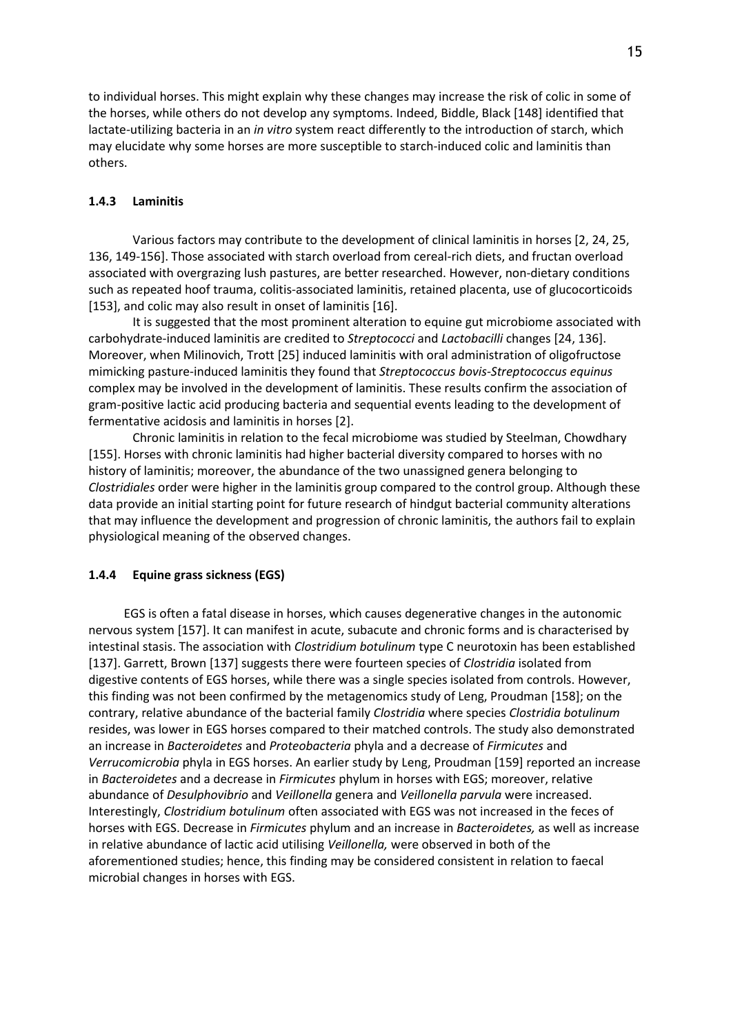to individual horses. This might explain why these changes may increase the risk of colic in some of the horses, while others do not develop any symptoms. Indeed, Biddle, Black [148] identified that lactate-utilizing bacteria in an *in vitro* system react differently to the introduction of starch, which may elucidate why some horses are more susceptible to starch-induced colic and laminitis than others.

### 1.4.3 Laminitis

Various factors may contribute to the development of clinical laminitis in horses [2, 24, 25, 136, 149-156]. Those associated with starch overload from cereal-rich diets, and fructan overload associated with overgrazing lush pastures, are better researched. However, non-dietary conditions such as repeated hoof trauma, colitis-associated laminitis, retained placenta, use of glucocorticoids [153], and colic may also result in onset of laminitis [16].

It is suggested that the most prominent alteration to equine gut microbiome associated with carbohydrate-induced laminitis are credited to *Streptococci* and *Lactobacilli* changes [24, 136]. Moreover, when Milinovich, Trott [25] induced laminitis with oral administration of oligofructose mimicking pasture-induced laminitis they found that *Streptococcus bovis-Streptococcus equinus* complex may be involved in the development of laminitis. These results confirm the association of gram-positive lactic acid producing bacteria and sequential events leading to the development of fermentative acidosis and laminitis in horses [2].

Chronic laminitis in relation to the fecal microbiome was studied by Steelman, Chowdhary [155]. Horses with chronic laminitis had higher bacterial diversity compared to horses with no history of laminitis; moreover, the abundance of the two unassigned genera belonging to *Clostridiales* order were higher in the laminitis group compared to the control group. Although these data provide an initial starting point for future research of hindgut bacterial community alterations that may influence the development and progression of chronic laminitis, the authors fail to explain physiological meaning of the observed changes.

### 1.4.4 Equine grass sickness (EGS)

EGS is often a fatal disease in horses, which causes degenerative changes in the autonomic nervous system [157]. It can manifest in acute, subacute and chronic forms and is characterised by intestinal stasis. The association with *Clostridium botulinum* type C neurotoxin has been established [137]. Garrett, Brown [137] suggests there were fourteen species of *Clostridia* isolated from digestive contents of EGS horses, while there was a single species isolated from controls. However, this finding was not been confirmed by the metagenomics study of Leng, Proudman [158]; on the contrary, relative abundance of the bacterial family *Clostridia* where species *Clostridia botulinum* resides, was lower in EGS horses compared to their matched controls. The study also demonstrated an increase in *Bacteroidetes* and *Proteobacteria* phyla and a decrease of *Firmicutes* and *Verrucomicrobia* phyla in EGS horses. An earlier study by Leng, Proudman [159] reported an increase in *Bacteroidetes* and a decrease in *Firmicutes* phylum in horses with EGS; moreover, relative abundance of *Desulphovibrio* and *Veillonella* genera and *Veillonella parvula* were increased. Interestingly, *Clostridium botulinum* often associated with EGS was not increased in the feces of horses with EGS. Decrease in *Firmicutes* phylum and an increase in *Bacteroidetes,* as well as increase in relative abundance of lactic acid utilising *Veillonella,* were observed in both of the aforementioned studies; hence, this finding may be considered consistent in relation to faecal microbial changes in horses with EGS.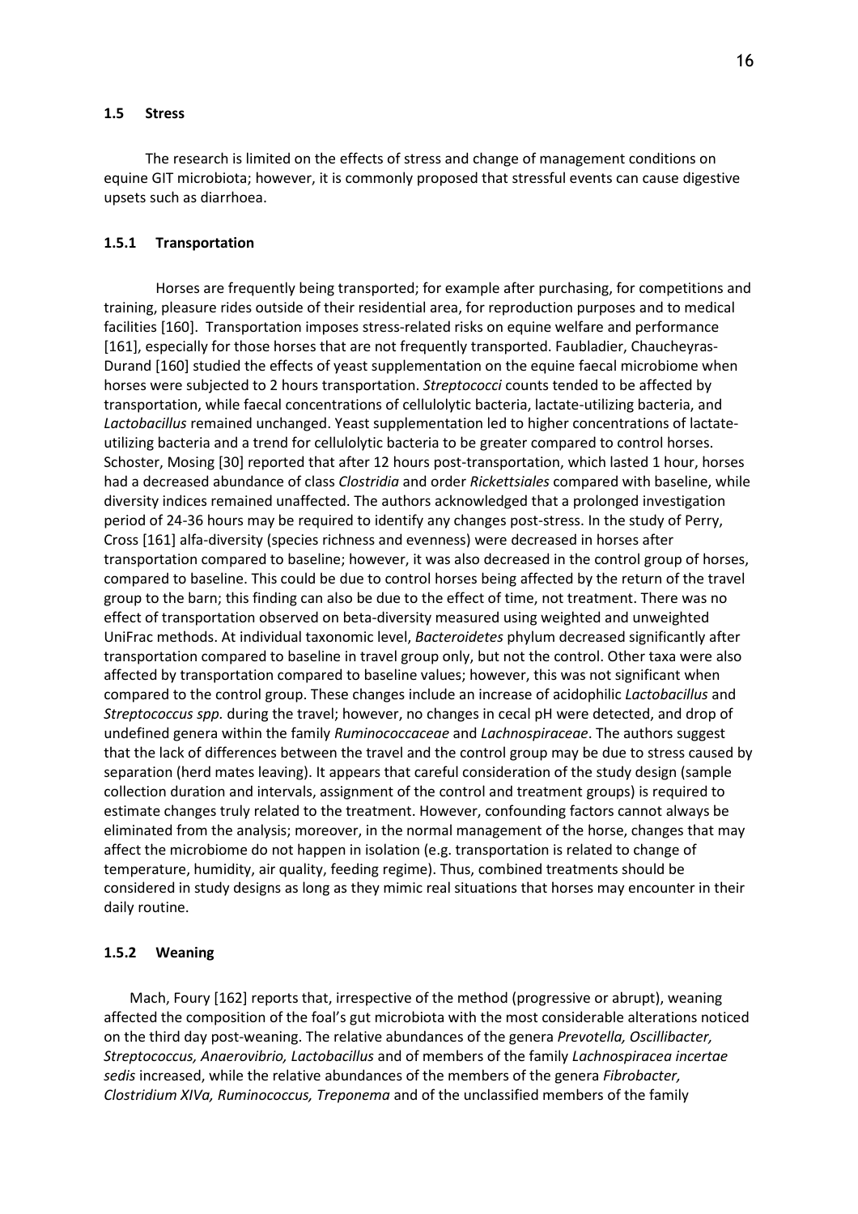## 1.5 Stress

The research is limited on the effects of stress and change of management conditions on equine GIT microbiota; however, it is commonly proposed that stressful events can cause digestive upsets such as diarrhoea.

### 1.5.1 Transportation

Horses are frequently being transported; for example after purchasing, for competitions and training, pleasure rides outside of their residential area, for reproduction purposes and to medical facilities [160]. Transportation imposes stress-related risks on equine welfare and performance [161], especially for those horses that are not frequently transported. Faubladier, Chaucheyras-Durand [160] studied the effects of yeast supplementation on the equine faecal microbiome when horses were subjected to 2 hours transportation. *Streptococci* counts tended to be affected by transportation, while faecal concentrations of cellulolytic bacteria, lactate-utilizing bacteria, and *Lactobacillus* remained unchanged. Yeast supplementation led to higher concentrations of lactate-utilizing bacteria and a trend for cellulolytic bacteria to be greater compared to control horses. Schoster, Mosing [30] reported that after 12 hours post-transportation, which lasted 1 hour, horses had a decreased abundance of class *Clostridia* and order *Rickettsiales* compared with baseline, while diversity indices remained unaffected. The authors acknowledged that a prolonged investigation period of 24-36 hours may be required to identify any changes post-stress. In the study of Perry, Cross [161] alfa-diversity (species richness and evenness) were decreased in horses after transportation compared to baseline; however, it was also decreased in the control group of horses, compared to baseline. This could be due to control horses being affected by the return of the travel group to the barn; this finding can also be due to the effect of time, not treatment. There was no effect of transportation observed on beta-diversity measured using weighted and unweighted UniFrac methods. At individual taxonomic level, *Bacteroidetes* phylum decreased significantly after transportation compared to baseline in travel group only, but not the control. Other taxa were also affected by transportation compared to baseline values; however, this was not significant when compared to the control group. These changes include an increase of acidophilic *Lactobacillus* and *Streptococcus spp.* during the travel; however, no changes in cecal pH were detected, and drop of undefined genera within the family *Ruminococcaceae* and *Lachnospiraceae*. The authors suggest that the lack of differences between the travel and the control group may be due to stress caused by separation (herd mates leaving). It appears that careful consideration of the study design (sample collection duration and intervals, assignment of the control and treatment groups) is required to estimate changes truly related to the treatment. However, confounding factors cannot always be eliminated from the analysis; moreover, in the normal management of the horse, changes that may affect the microbiome do not happen in isolation (e.g. transportation is related to change of temperature, humidity, air quality, feeding regime). Thus, combined treatments should be considered in study designs as long as they mimic real situations that horses may encounter in their daily routine.

### 1.5.2 Weaning

Mach, Foury [162] reports that, irrespective of the method (progressive or abrupt), weaning affected the composition of the foal's gut microbiota with the most considerable alterations noticed on the third day post-weaning. The relative abundances of the genera *Prevotella, Oscillibacter, Streptococcus, Anaerovibrio, Lactobacillus* and of members of the family *Lachnospiracea incertae sedis* increased, while the relative abundances of the members of the genera *Fibrobacter, Clostridium XIVa, Ruminococcus, Treponema* and of the unclassified members of the family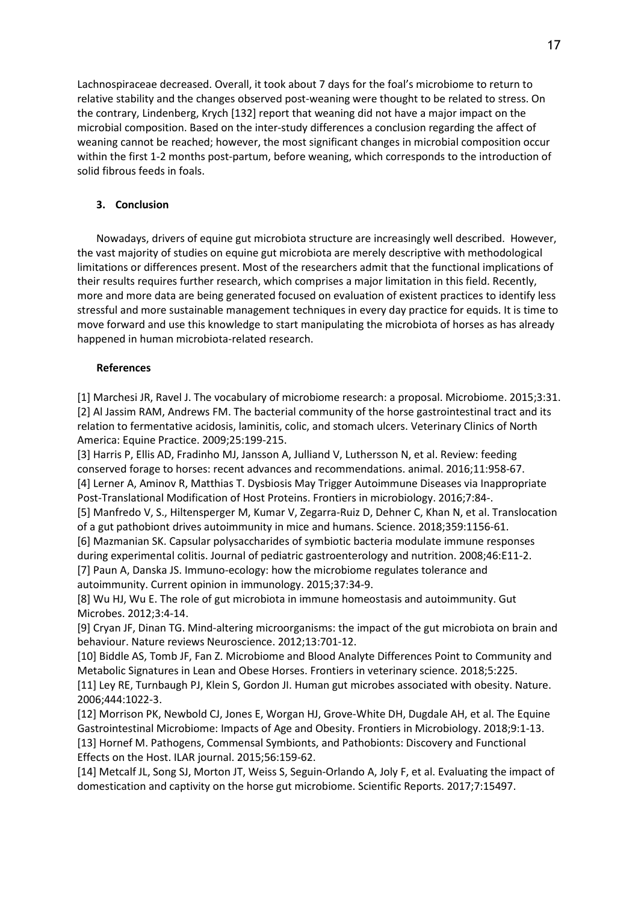Lachnospiraceae decreased. Overall, it took about 7 days for the foal's microbiome to return to relative stability and the changes observed post-weaning were thought to be related to stress. On the contrary, Lindenberg, Krych [132] report that weaning did not have a major impact on the microbial composition. Based on the inter-study differences a conclusion regarding the affect of weaning cannot be reached; however, the most significant changes in microbial composition occur within the first 1-2 months post-partum, before weaning, which corresponds to the introduction of solid fibrous feeds in foals.

## 3. Conclusion

Nowadays, drivers of equine gut microbiota structure are increasingly well described. However, the vast majority of studies on equine gut microbiota are merely descriptive with methodological limitations or differences present. Most of the researchers admit that the functional implications of their results requires further research, which comprises a major limitation in this field. Recently, more and more data are being generated focused on evaluation of existent practices to identify less stressful and more sustainable management techniques in every day practice for equids. It is time to move forward and use this knowledge to start manipulating the microbiota of horses as has already happened in human microbiota-related research.

## References

[1] Marchesi JR, Ravel J. The vocabulary of microbiome research: a proposal. Microbiome. 2015;3:31.

[2] Al Jassim RAM, Andrews FM. The bacterial community of the horse gastrointestinal tract and its relation to fermentative acidosis, laminitis, colic, and stomach ulcers. Veterinary Clinics of North America: Equine Practice. 2009;25:199-215.

[3] Harris P, Ellis AD, Fradinho MJ, Jansson A, Julliand V, Luthersson N, et al. Review: feeding conserved forage to horses: recent advances and recommendations. animal. 2016;11:958-67.

[4] Lerner A, Aminov R, Matthias T. Dysbiosis May Trigger Autoimmune Diseases via Inappropriate Post-Translational Modification of Host Proteins. Frontiers in microbiology. 2016;7:84-.

[5] Manfredo V, S., Hiltensperger M, Kumar V, Zegarra-Ruiz D, Dehner C, Khan N, et al. Translocation of a gut pathobiont drives autoimmunity in mice and humans. Science. 2018;359:1156-61.

[6] Mazmanian SK. Capsular polysaccharides of symbiotic bacteria modulate immune responses during experimental colitis. Journal of pediatric gastroenterology and nutrition. 2008;46:E11-2.

[7] Paun A, Danska JS. Immuno-ecology: how the microbiome regulates tolerance and autoimmunity. Current opinion in immunology. 2015;37:34-9.

[8] Wu HJ, Wu E. The role of gut microbiota in immune homeostasis and autoimmunity. Gut Microbes. 2012;3:4-14.

[9] Cryan JF, Dinan TG. Mind-altering microorganisms: the impact of the gut microbiota on brain and behaviour. Nature reviews Neuroscience. 2012;13:701-12.

[10] Biddle AS, Tomb JF, Fan Z. Microbiome and Blood Analyte Differences Point to Community and Metabolic Signatures in Lean and Obese Horses. Frontiers in veterinary science. 2018;5:225.

[11] Ley RE, Turnbaugh PJ, Klein S, Gordon JI. Human gut microbes associated with obesity. Nature. 2006;444:1022-3.

[12] Morrison PK, Newbold CJ, Jones E, Worgan HJ, Grove-White DH, Dugdale AH, et al. The Equine Gastrointestinal Microbiome: Impacts of Age and Obesity. Frontiers in Microbiology. 2018;9:1-13.

[13] Hornef M. Pathogens, Commensal Symbionts, and Pathobionts: Discovery and Functional Effects on the Host. ILAR journal. 2015;56:159-62.

[14] Metcalf JL, Song SJ, Morton JT, Weiss S, Seguin-Orlando A, Joly F, et al. Evaluating the impact of domestication and captivity on the horse gut microbiome. Scientific Reports. 2017;7:15497.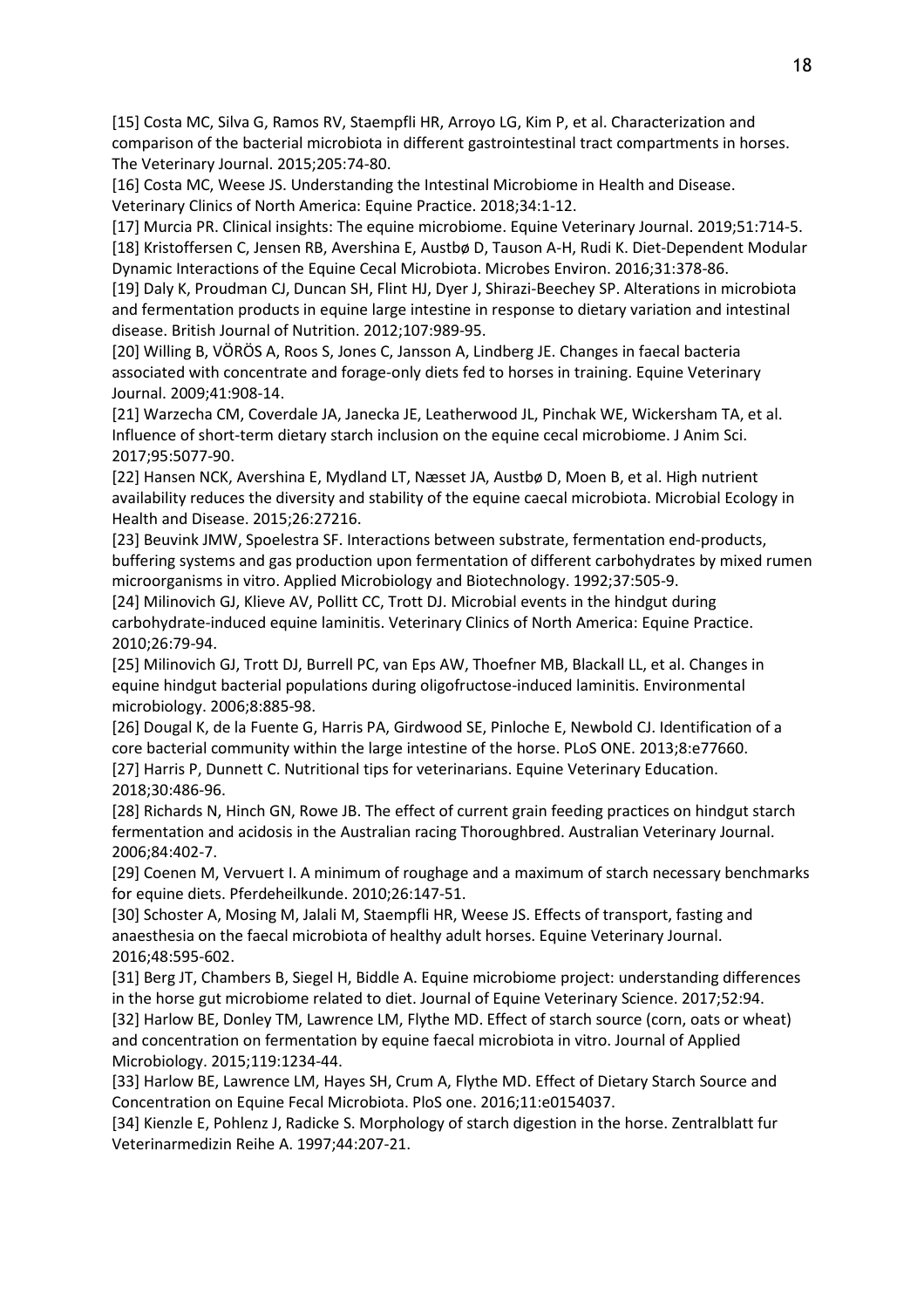[15] Costa MC, Silva G, Ramos RV, Staempfli HR, Arroyo LG, Kim P, et al. Characterization and comparison of the bacterial microbiota in different gastrointestinal tract compartments in horses. The Veterinary Journal. 2015;205:74-80.

[16] Costa MC, Weese JS. Understanding the Intestinal Microbiome in Health and Disease. Veterinary Clinics of North America: Equine Practice. 2018;34:1-12.

[17] Murcia PR. Clinical insights: The equine microbiome. Equine Veterinary Journal. 2019;51:714-5.

[18] Kristoffersen C, Jensen RB, Avershina E, Austbø D, Tauson A-H, Rudi K. Diet-Dependent Modular Dynamic Interactions of the Equine Cecal Microbiota. Microbes Environ. 2016;31:378-86.

[19] Daly K, Proudman CJ, Duncan SH, Flint HJ, Dyer J, Shirazi-Beechey SP. Alterations in microbiota and fermentation products in equine large intestine in response to dietary variation and intestinal disease. British Journal of Nutrition. 2012;107:989-95.

[20] Willing B, VÖRÖS A, Roos S, Jones C, Jansson A, Lindberg JE. Changes in faecal bacteria associated with concentrate and forage-only diets fed to horses in training. Equine Veterinary Journal. 2009;41:908-14.

[21] Warzecha CM, Coverdale JA, Janecka JE, Leatherwood JL, Pinchak WE, Wickersham TA, et al. Influence of short-term dietary starch inclusion on the equine cecal microbiome. J Anim Sci. 2017;95:5077-90.

[22] Hansen NCK, Avershina E, Mydland LT, Næsset JA, Austbø D, Moen B, et al. High nutrient availability reduces the diversity and stability of the equine caecal microbiota. Microbial Ecology in Health and Disease. 2015;26:27216.

[23] Beuvink JMW, Spoelestra SF. Interactions between substrate, fermentation end-products, buffering systems and gas production upon fermentation of different carbohydrates by mixed rumen microorganisms in vitro. Applied Microbiology and Biotechnology. 1992;37:505-9.

[24] Milinovich GJ, Klieve AV, Pollitt CC, Trott DJ. Microbial events in the hindgut during carbohydrate-induced equine laminitis. Veterinary Clinics of North America: Equine Practice. 2010;26:79-94.

[25] Milinovich GJ, Trott DJ, Burrell PC, van Eps AW, Thoefner MB, Blackall LL, et al. Changes in equine hindgut bacterial populations during oligofructose-induced laminitis. Environmental microbiology. 2006;8:885-98.

[26] Dougal K, de la Fuente G, Harris PA, Girdwood SE, Pinloche E, Newbold CJ. Identification of a core bacterial community within the large intestine of the horse. PLoS ONE. 2013;8:e77660.

[27] Harris P, Dunnett C. Nutritional tips for veterinarians. Equine Veterinary Education. 2018;30:486-96.

[28] Richards N, Hinch GN, Rowe JB. The effect of current grain feeding practices on hindgut starch fermentation and acidosis in the Australian racing Thoroughbred. Australian Veterinary Journal. 2006;84:402-7.

[29] Coenen M, Vervuert I. A minimum of roughage and a maximum of starch necessary benchmarks for equine diets. Pferdeheilkunde. 2010;26:147-51.

[30] Schoster A, Mosing M, Jalali M, Staempfli HR, Weese JS. Effects of transport, fasting and anaesthesia on the faecal microbiota of healthy adult horses. Equine Veterinary Journal. 2016;48:595-602.

[31] Berg JT, Chambers B, Siegel H, Biddle A. Equine microbiome project: understanding differences in the horse gut microbiome related to diet. Journal of Equine Veterinary Science. 2017;52:94.

[32] Harlow BE, Donley TM, Lawrence LM, Flythe MD. Effect of starch source (corn, oats or wheat) and concentration on fermentation by equine faecal microbiota in vitro. Journal of Applied Microbiology. 2015;119:1234-44.

[33] Harlow BE, Lawrence LM, Hayes SH, Crum A, Flythe MD. Effect of Dietary Starch Source and Concentration on Equine Fecal Microbiota. PloS one. 2016;11:e0154037.

[34] Kienzle E, Pohlenz J, Radicke S. Morphology of starch digestion in the horse. Zentralblatt fur Veterinarmedizin Reihe A. 1997;44:207-21.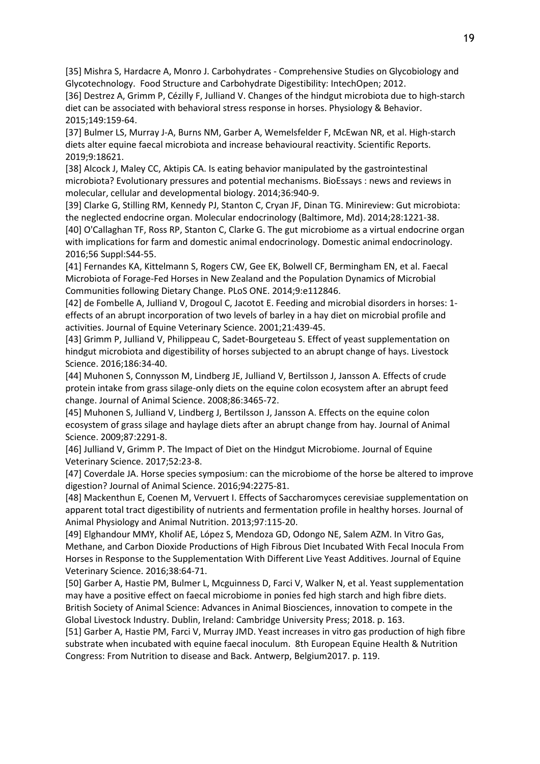[35] Mishra S, Hardacre A, Monro J. Carbohydrates - Comprehensive Studies on Glycobiology and Glycotechnology. Food Structure and Carbohydrate Digestibility: IntechOpen; 2012.

[36] Destrez A, Grimm P, Cézilly F, Julliand V. Changes of the hindgut microbiota due to high-starch diet can be associated with behavioral stress response in horses. Physiology & Behavior. 2015;149:159-64.

[37] Bulmer LS, Murray J-A, Burns NM, Garber A, Wemelsfelder F, McEwan NR, et al. High-starch diets alter equine faecal microbiota and increase behavioural reactivity. Scientific Reports. 2019;9:18621.

[38] Alcock J, Maley CC, Aktipis CA. Is eating behavior manipulated by the gastrointestinal microbiota? Evolutionary pressures and potential mechanisms. BioEssays : news and reviews in molecular, cellular and developmental biology. 2014;36:940-9.

[39] Clarke G, Stilling RM, Kennedy PJ, Stanton C, Cryan JF, Dinan TG. Minireview: Gut microbiota: the neglected endocrine organ. Molecular endocrinology (Baltimore, Md). 2014;28:1221-38.

[40] O'Callaghan TF, Ross RP, Stanton C, Clarke G. The gut microbiome as a virtual endocrine organ with implications for farm and domestic animal endocrinology. Domestic animal endocrinology. 2016;56 Suppl:S44-55.

[41] Fernandes KA, Kittelmann S, Rogers CW, Gee EK, Bolwell CF, Bermingham EN, et al. Faecal Microbiota of Forage-Fed Horses in New Zealand and the Population Dynamics of Microbial Communities following Dietary Change. PLoS ONE. 2014;9:e112846.

[42] de Fombelle A, Julliand V, Drogoul C, Jacotot E. Feeding and microbial disorders in horses: 1-effects of an abrupt incorporation of two levels of barley in a hay diet on microbial profile and activities. Journal of Equine Veterinary Science. 2001;21:439-45.

[43] Grimm P, Julliand V, Philippeau C, Sadet-Bourgeteau S. Effect of yeast supplementation on hindgut microbiota and digestibility of horses subjected to an abrupt change of hays. Livestock Science. 2016;186:34-40.

[44] Muhonen S, Connysson M, Lindberg JE, Julliand V, Bertilsson J, Jansson A. Effects of crude protein intake from grass silage-only diets on the equine colon ecosystem after an abrupt feed change. Journal of Animal Science. 2008;86:3465-72.

[45] Muhonen S, Julliand V, Lindberg J, Bertilsson J, Jansson A. Effects on the equine colon ecosystem of grass silage and haylage diets after an abrupt change from hay. Journal of Animal Science. 2009;87:2291-8.

[46] Julliand V, Grimm P. The Impact of Diet on the Hindgut Microbiome. Journal of Equine Veterinary Science. 2017;52:23-8.

[47] Coverdale JA. Horse species symposium: can the microbiome of the horse be altered to improve digestion? Journal of Animal Science. 2016;94:2275-81.

[48] Mackenthun E, Coenen M, Vervuert I. Effects of Saccharomyces cerevisiae supplementation on apparent total tract digestibility of nutrients and fermentation profile in healthy horses. Journal of Animal Physiology and Animal Nutrition. 2013;97:115-20.

[49] Elghandour MMY, Kholif AE, López S, Mendoza GD, Odongo NE, Salem AZM. In Vitro Gas, Methane, and Carbon Dioxide Productions of High Fibrous Diet Incubated With Fecal Inocula From Horses in Response to the Supplementation With Different Live Yeast Additives. Journal of Equine Veterinary Science. 2016;38:64-71.

[50] Garber A, Hastie PM, Bulmer L, Mcguinness D, Farci V, Walker N, et al. Yeast supplementation may have a positive effect on faecal microbiome in ponies fed high starch and high fibre diets. British Society of Animal Science: Advances in Animal Biosciences, innovation to compete in the Global Livestock Industry. Dublin, Ireland: Cambridge University Press; 2018. p. 163.

[51] Garber A, Hastie PM, Farci V, Murray JMD. Yeast increases in vitro gas production of high fibre substrate when incubated with equine faecal inoculum. 8th European Equine Health & Nutrition Congress: From Nutrition to disease and Back. Antwerp, Belgium2017. p. 119.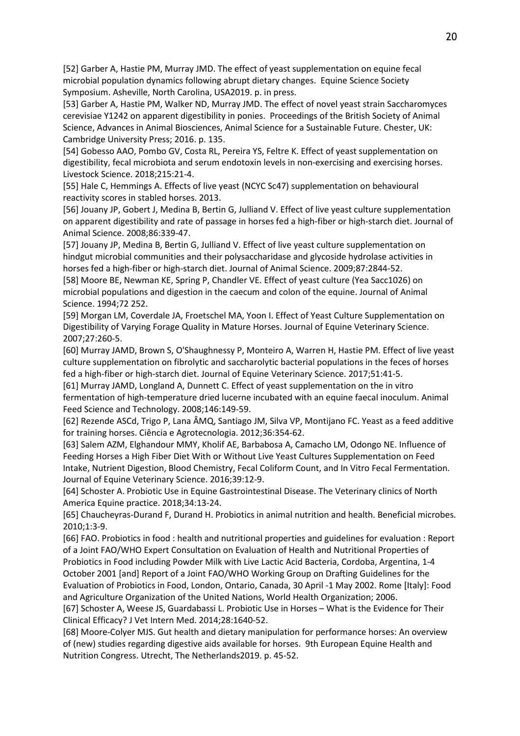[52] Garber A, Hastie PM, Murray JMD. The effect of yeast supplementation on equine fecal microbial population dynamics following abrupt dietary changes. Equine Science Society Symposium. Asheville, North Carolina, USA2019. p. in press.

[53] Garber A, Hastie PM, Walker ND, Murray JMD. The effect of novel yeast strain Saccharomyces cerevisiae Y1242 on apparent digestibility in ponies. Proceedings of the British Society of Animal Science, Advances in Animal Biosciences, Animal Science for a Sustainable Future. Chester, UK: Cambridge University Press; 2016. p. 135.

[54] Gobesso AAO, Pombo GV, Costa RL, Pereira YS, Feltre K. Effect of yeast supplementation on digestibility, fecal microbiota and serum endotoxin levels in non-exercising and exercising horses. Livestock Science. 2018;215:21-4.

[55] Hale C, Hemmings A. Effects of live yeast (NCYC Sc47) supplementation on behavioural reactivity scores in stabled horses. 2013.

[56] Jouany JP, Gobert J, Medina B, Bertin G, Julliand V. Effect of live yeast culture supplementation on apparent digestibility and rate of passage in horses fed a high-fiber or high-starch diet. Journal of Animal Science. 2008;86:339-47.

[57] Jouany JP, Medina B, Bertin G, Julliand V. Effect of live yeast culture supplementation on hindgut microbial communities and their polysaccharidase and glycoside hydrolase activities in horses fed a high-fiber or high-starch diet. Journal of Animal Science. 2009;87:2844-52.

[58] Moore BE, Newman KE, Spring P, Chandler VE. Effect of yeast culture (Yea Sacc1026) on microbial populations and digestion in the caecum and colon of the equine. Journal of Animal Science. 1994;72 252.

[59] Morgan LM, Coverdale JA, Froetschel MA, Yoon I. Effect of Yeast Culture Supplementation on Digestibility of Varying Forage Quality in Mature Horses. Journal of Equine Veterinary Science. 2007;27:260-5.

[60] Murray JAMD, Brown S, O'Shaughnessy P, Monteiro A, Warren H, Hastie PM. Effect of live yeast culture supplementation on fibrolytic and saccharolytic bacterial populations in the feces of horses fed a high-fiber or high-starch diet. Journal of Equine Veterinary Science. 2017;51:41-5.

[61] Murray JAMD, Longland A, Dunnett C. Effect of yeast supplementation on the in vitro fermentation of high-temperature dried lucerne incubated with an equine faecal inoculum. Animal Feed Science and Technology. 2008;146:149-59.

[62] Rezende ASCd, Trigo P, Lana ÂMQ, Santiago JM, Silva VP, Montijano FC. Yeast as a feed additive for training horses. Ciência e Agrotecnologia. 2012;36:354-62.

[63] Salem AZM, Elghandour MMY, Kholif AE, Barbabosa A, Camacho LM, Odongo NE. Influence of Feeding Horses a High Fiber Diet With or Without Live Yeast Cultures Supplementation on Feed Intake, Nutrient Digestion, Blood Chemistry, Fecal Coliform Count, and In Vitro Fecal Fermentation. Journal of Equine Veterinary Science. 2016;39:12-9.

[64] Schoster A. Probiotic Use in Equine Gastrointestinal Disease. The Veterinary clinics of North America Equine practice. 2018;34:13-24.

[65] Chaucheyras-Durand F, Durand H. Probiotics in animal nutrition and health. Beneficial microbes. 2010;1:3-9.

[66] FAO. Probiotics in food : health and nutritional properties and guidelines for evaluation : Report of a Joint FAO/WHO Expert Consultation on Evaluation of Health and Nutritional Properties of Probiotics in Food including Powder Milk with Live Lactic Acid Bacteria, Cordoba, Argentina, 1-4 October 2001 [and] Report of a Joint FAO/WHO Working Group on Drafting Guidelines for the Evaluation of Probiotics in Food, London, Ontario, Canada, 30 April -1 May 2002. Rome [Italy]: Food and Agriculture Organization of the United Nations, World Health Organization; 2006.

[67] Schoster A, Weese JS, Guardabassi L. Probiotic Use in Horses – What is the Evidence for Their Clinical Efficacy? J Vet Intern Med. 2014;28:1640-52.

[68] Moore-Colyer MJS. Gut health and dietary manipulation for performance horses: An overview of (new) studies regarding digestive aids available for horses. 9th European Equine Health and Nutrition Congress. Utrecht, The Netherlands2019. p. 45-52.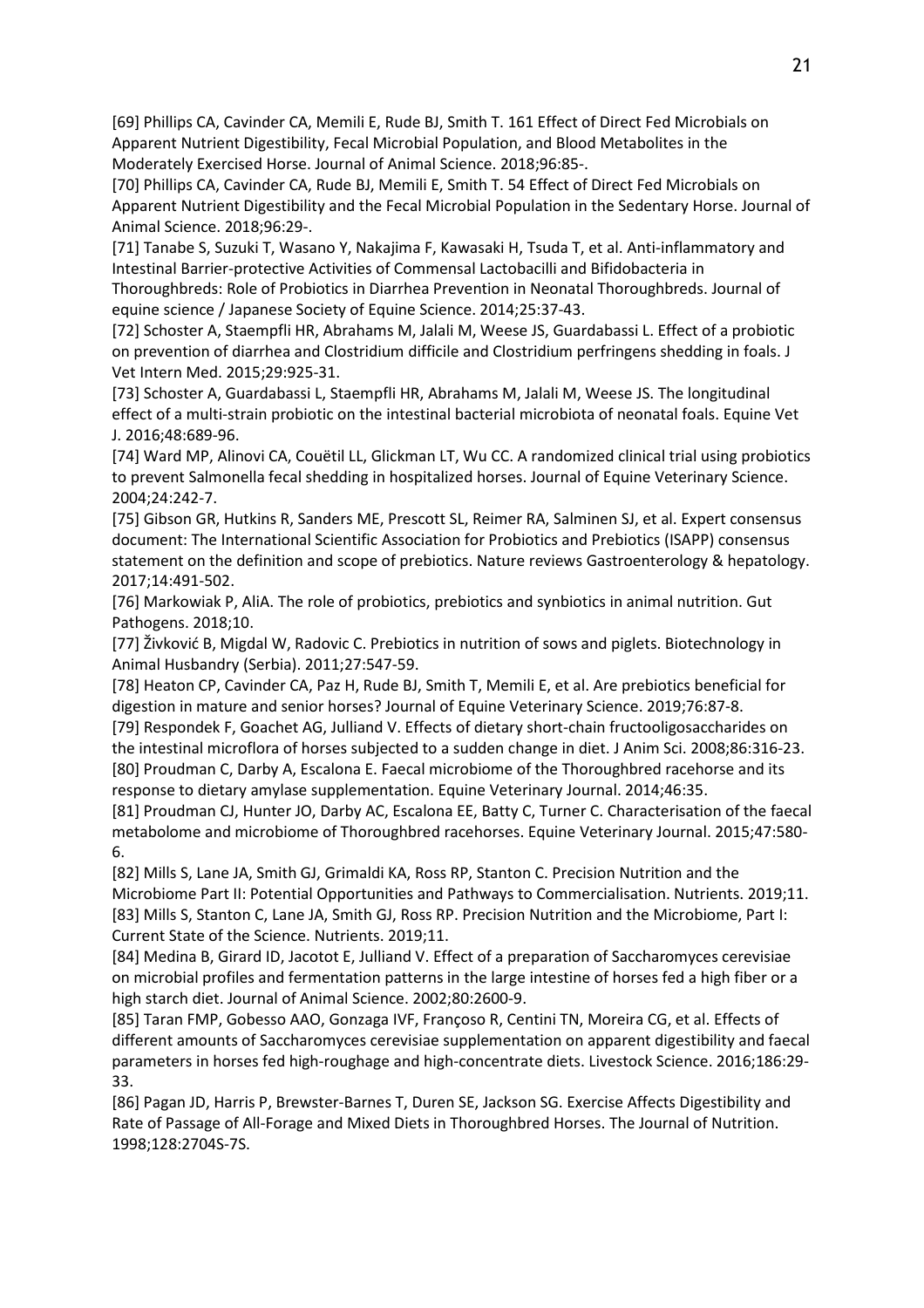[69] Phillips CA, Cavinder CA, Memili E, Rude BJ, Smith T. 161 Effect of Direct Fed Microbials on Apparent Nutrient Digestibility, Fecal Microbial Population, and Blood Metabolites in the Moderately Exercised Horse. Journal of Animal Science. 2018;96:85-.

[70] Phillips CA, Cavinder CA, Rude BJ, Memili E, Smith T. 54 Effect of Direct Fed Microbials on Apparent Nutrient Digestibility and the Fecal Microbial Population in the Sedentary Horse. Journal of Animal Science. 2018;96:29-.

[71] Tanabe S, Suzuki T, Wasano Y, Nakajima F, Kawasaki H, Tsuda T, et al. Anti-inflammatory and Intestinal Barrier-protective Activities of Commensal Lactobacilli and Bifidobacteria in Thoroughbreds: Role of Probiotics in Diarrhea Prevention in Neonatal Thoroughbreds. Journal of equine science / Japanese Society of Equine Science. 2014;25:37-43.

[72] Schoster A, Staempfli HR, Abrahams M, Jalali M, Weese JS, Guardabassi L. Effect of a probiotic on prevention of diarrhea and Clostridium difficile and Clostridium perfringens shedding in foals. J Vet Intern Med. 2015;29:925-31.

[73] Schoster A, Guardabassi L, Staempfli HR, Abrahams M, Jalali M, Weese JS. The longitudinal effect of a multi-strain probiotic on the intestinal bacterial microbiota of neonatal foals. Equine Vet J. 2016;48:689-96.

[74] Ward MP, Alinovi CA, Couëtil LL, Glickman LT, Wu CC. A randomized clinical trial using probiotics to prevent Salmonella fecal shedding in hospitalized horses. Journal of Equine Veterinary Science. 2004;24:242-7.

[75] Gibson GR, Hutkins R, Sanders ME, Prescott SL, Reimer RA, Salminen SJ, et al. Expert consensus document: The International Scientific Association for Probiotics and Prebiotics (ISAPP) consensus statement on the definition and scope of prebiotics. Nature reviews Gastroenterology & hepatology. 2017;14:491-502.

[76] Markowiak P, AliA. The role of probiotics, prebiotics and synbiotics in animal nutrition. Gut Pathogens. 2018;10.

[77] Živković B, Migdal W, Radovic C. Prebiotics in nutrition of sows and piglets. Biotechnology in Animal Husbandry (Serbia). 2011;27:547-59.

[78] Heaton CP, Cavinder CA, Paz H, Rude BJ, Smith T, Memili E, et al. Are prebiotics beneficial for digestion in mature and senior horses? Journal of Equine Veterinary Science. 2019;76:87-8.

[79] Respondek F, Goachet AG, Julliand V. Effects of dietary short-chain fructooligosaccharides on the intestinal microflora of horses subjected to a sudden change in diet. J Anim Sci. 2008;86:316-23.

[80] Proudman C, Darby A, Escalona E. Faecal microbiome of the Thoroughbred racehorse and its response to dietary amylase supplementation. Equine Veterinary Journal. 2014;46:35.

[81] Proudman CJ, Hunter JO, Darby AC, Escalona EE, Batty C, Turner C. Characterisation of the faecal metabolome and microbiome of Thoroughbred racehorses. Equine Veterinary Journal. 2015;47:580-6.

[82] Mills S, Lane JA, Smith GJ, Grimaldi KA, Ross RP, Stanton C. Precision Nutrition and the Microbiome Part II: Potential Opportunities and Pathways to Commercialisation. Nutrients. 2019;11.

[83] Mills S, Stanton C, Lane JA, Smith GJ, Ross RP. Precision Nutrition and the Microbiome, Part I: Current State of the Science. Nutrients. 2019;11.

[84] Medina B, Girard ID, Jacotot E, Julliand V. Effect of a preparation of Saccharomyces cerevisiae on microbial profiles and fermentation patterns in the large intestine of horses fed a high fiber or a high starch diet. Journal of Animal Science. 2002;80:2600-9.

[85] Taran FMP, Gobesso AAO, Gonzaga IVF, Françoso R, Centini TN, Moreira CG, et al. Effects of different amounts of Saccharomyces cerevisiae supplementation on apparent digestibility and faecal parameters in horses fed high-roughage and high-concentrate diets. Livestock Science. 2016;186:29-33.

[86] Pagan JD, Harris P, Brewster-Barnes T, Duren SE, Jackson SG. Exercise Affects Digestibility and Rate of Passage of All-Forage and Mixed Diets in Thoroughbred Horses. The Journal of Nutrition. 1998;128:2704S-7S.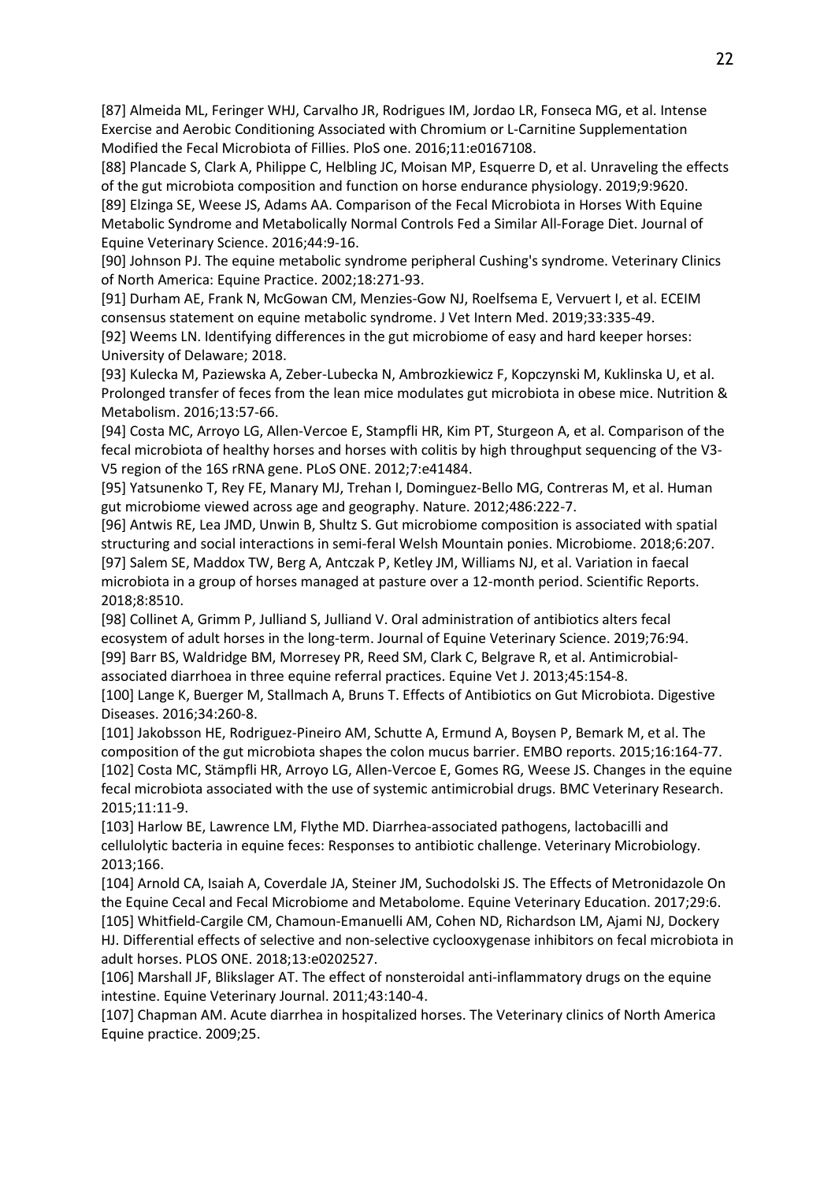[87] Almeida ML, Feringer WHJ, Carvalho JR, Rodrigues IM, Jordao LR, Fonseca MG, et al. Intense Exercise and Aerobic Conditioning Associated with Chromium or L-Carnitine Supplementation Modified the Fecal Microbiota of Fillies. PloS one. 2016;11:e0167108.

[88] Plancade S, Clark A, Philippe C, Helbling JC, Moisan MP, Esquerre D, et al. Unraveling the effects of the gut microbiota composition and function on horse endurance physiology. 2019;9:9620.

[89] Elzinga SE, Weese JS, Adams AA. Comparison of the Fecal Microbiota in Horses With Equine Metabolic Syndrome and Metabolically Normal Controls Fed a Similar All-Forage Diet. Journal of Equine Veterinary Science. 2016;44:9-16.

[90] Johnson PJ. The equine metabolic syndrome peripheral Cushing's syndrome. Veterinary Clinics of North America: Equine Practice. 2002;18:271-93.

[91] Durham AE, Frank N, McGowan CM, Menzies-Gow NJ, Roelfsema E, Vervuert I, et al. ECEIM consensus statement on equine metabolic syndrome. J Vet Intern Med. 2019;33:335-49.

[92] Weems LN. Identifying differences in the gut microbiome of easy and hard keeper horses: University of Delaware; 2018.

[93] Kulecka M, Paziewska A, Zeber-Lubecka N, Ambrozkiewicz F, Kopczynski M, Kuklinska U, et al. Prolonged transfer of feces from the lean mice modulates gut microbiota in obese mice. Nutrition & Metabolism. 2016;13:57-66.

[94] Costa MC, Arroyo LG, Allen-Vercoe E, Stampfli HR, Kim PT, Sturgeon A, et al. Comparison of the fecal microbiota of healthy horses and horses with colitis by high throughput sequencing of the V3-V5 region of the 16S rRNA gene. PLoS ONE. 2012;7:e41484.

[95] Yatsunenko T, Rey FE, Manary MJ, Trehan I, Dominguez-Bello MG, Contreras M, et al. Human gut microbiome viewed across age and geography. Nature. 2012;486:222-7.

[96] Antwis RE, Lea JMD, Unwin B, Shultz S. Gut microbiome composition is associated with spatial structuring and social interactions in semi-feral Welsh Mountain ponies. Microbiome. 2018;6:207.

[97] Salem SE, Maddox TW, Berg A, Antczak P, Ketley JM, Williams NJ, et al. Variation in faecal microbiota in a group of horses managed at pasture over a 12-month period. Scientific Reports. 2018;8:8510.

[98] Collinet A, Grimm P, Julliand S, Julliand V. Oral administration of antibiotics alters fecal ecosystem of adult horses in the long-term. Journal of Equine Veterinary Science. 2019;76:94.

[99] Barr BS, Waldridge BM, Morresey PR, Reed SM, Clark C, Belgrave R, et al. Antimicrobial-associated diarrhoea in three equine referral practices. Equine Vet J. 2013;45:154-8.

[100] Lange K, Buerger M, Stallmach A, Bruns T. Effects of Antibiotics on Gut Microbiota. Digestive Diseases. 2016;34:260-8.

[101] Jakobsson HE, Rodriguez-Pineiro AM, Schutte A, Ermund A, Boysen P, Bemark M, et al. The composition of the gut microbiota shapes the colon mucus barrier. EMBO reports. 2015;16:164-77.

[102] Costa MC, Stämpfli HR, Arroyo LG, Allen-Vercoe E, Gomes RG, Weese JS. Changes in the equine fecal microbiota associated with the use of systemic antimicrobial drugs. BMC Veterinary Research. 2015;11:11-9.

[103] Harlow BE, Lawrence LM, Flythe MD. Diarrhea-associated pathogens, lactobacilli and cellulolytic bacteria in equine feces: Responses to antibiotic challenge. Veterinary Microbiology. 2013;166.

[104] Arnold CA, Isaiah A, Coverdale JA, Steiner JM, Suchodolski JS. The Effects of Metronidazole On the Equine Cecal and Fecal Microbiome and Metabolome. Equine Veterinary Education. 2017;29:6.

[105] Whitfield-Cargile CM, Chamoun-Emanuelli AM, Cohen ND, Richardson LM, Ajami NJ, Dockery HJ. Differential effects of selective and non-selective cyclooxygenase inhibitors on fecal microbiota in adult horses. PLOS ONE. 2018;13:e0202527.

[106] Marshall JF, Blikslager AT. The effect of nonsteroidal anti-inflammatory drugs on the equine intestine. Equine Veterinary Journal. 2011;43:140-4.

[107] Chapman AM. Acute diarrhea in hospitalized horses. The Veterinary clinics of North America Equine practice. 2009;25.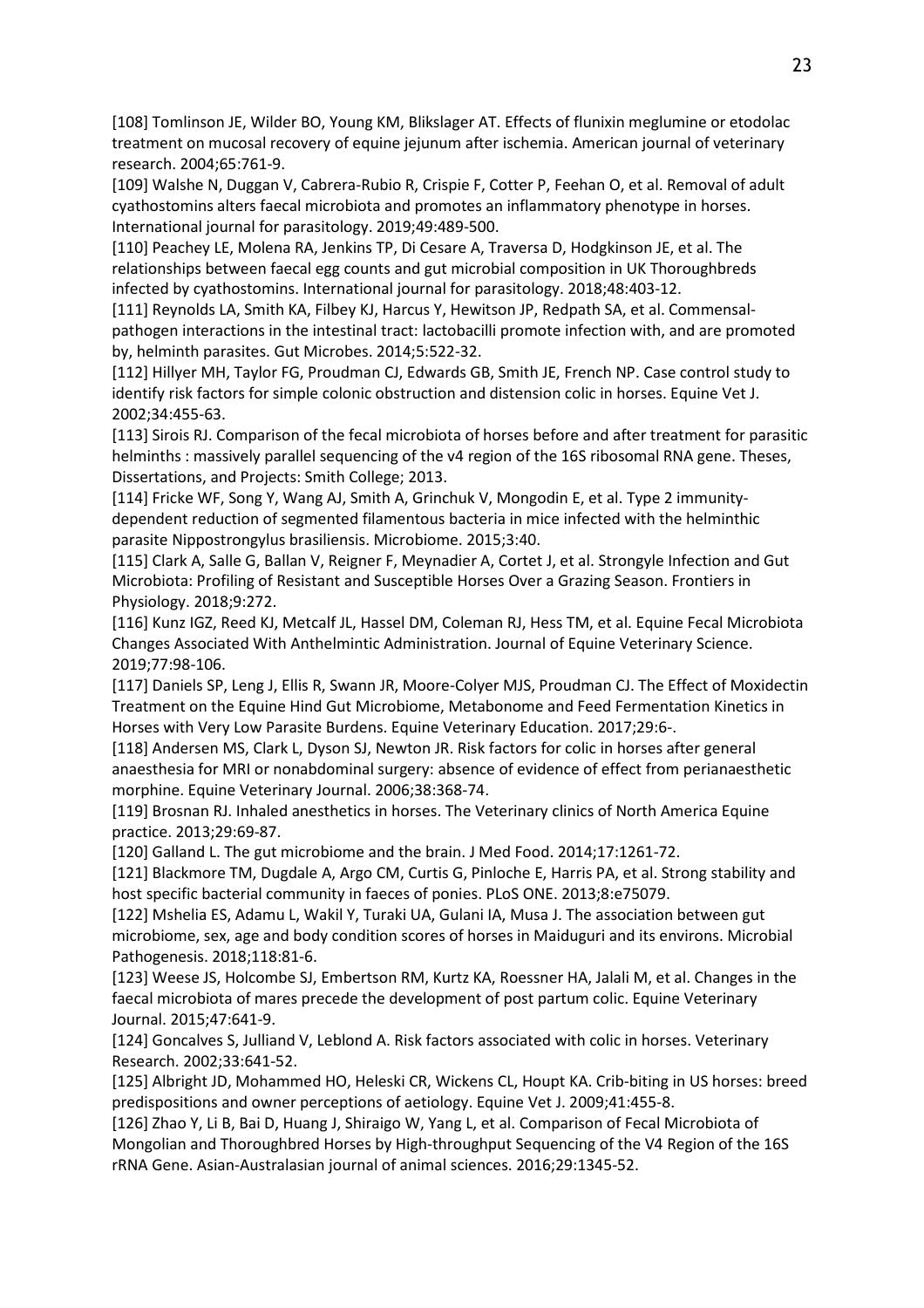[108] Tomlinson JE, Wilder BO, Young KM, Blikslager AT. Effects of flunixin meglumine or etodolac treatment on mucosal recovery of equine jejunum after ischemia. American journal of veterinary research. 2004;65:761-9.

[109] Walshe N, Duggan V, Cabrera-Rubio R, Crispie F, Cotter P, Feehan O, et al. Removal of adult cyathostomins alters faecal microbiota and promotes an inflammatory phenotype in horses. International journal for parasitology. 2019;49:489-500.

[110] Peachey LE, Molena RA, Jenkins TP, Di Cesare A, Traversa D, Hodgkinson JE, et al. The relationships between faecal egg counts and gut microbial composition in UK Thoroughbreds infected by cyathostomins. International journal for parasitology. 2018;48:403-12.

[111] Reynolds LA, Smith KA, Filbey KJ, Harcus Y, Hewitson JP, Redpath SA, et al. Commensal-pathogen interactions in the intestinal tract: lactobacilli promote infection with, and are promoted by, helminth parasites. Gut Microbes. 2014;5:522-32.

[112] Hillyer MH, Taylor FG, Proudman CJ, Edwards GB, Smith JE, French NP. Case control study to identify risk factors for simple colonic obstruction and distension colic in horses. Equine Vet J. 2002;34:455-63.

[113] Sirois RJ. Comparison of the fecal microbiota of horses before and after treatment for parasitic helminths : massively parallel sequencing of the v4 region of the 16S ribosomal RNA gene. Theses, Dissertations, and Projects: Smith College; 2013.

[114] Fricke WF, Song Y, Wang AJ, Smith A, Grinchuk V, Mongodin E, et al. Type 2 immunity-dependent reduction of segmented filamentous bacteria in mice infected with the helminthic parasite Nippostrongylus brasiliensis. Microbiome. 2015;3:40.

[115] Clark A, Salle G, Ballan V, Reigner F, Meynadier A, Cortet J, et al. Strongyle Infection and Gut Microbiota: Profiling of Resistant and Susceptible Horses Over a Grazing Season. Frontiers in Physiology. 2018;9:272.

[116] Kunz IGZ, Reed KJ, Metcalf JL, Hassel DM, Coleman RJ, Hess TM, et al. Equine Fecal Microbiota Changes Associated With Anthelmintic Administration. Journal of Equine Veterinary Science. 2019;77:98-106.

[117] Daniels SP, Leng J, Ellis R, Swann JR, Moore-Colyer MJS, Proudman CJ. The Effect of Moxidectin Treatment on the Equine Hind Gut Microbiome, Metabonome and Feed Fermentation Kinetics in Horses with Very Low Parasite Burdens. Equine Veterinary Education. 2017;29:6-.

[118] Andersen MS, Clark L, Dyson SJ, Newton JR. Risk factors for colic in horses after general anaesthesia for MRI or nonabdominal surgery: absence of evidence of effect from perianaesthetic morphine. Equine Veterinary Journal. 2006;38:368-74.

[119] Brosnan RJ. Inhaled anesthetics in horses. The Veterinary clinics of North America Equine practice. 2013;29:69-87.

[120] Galland L. The gut microbiome and the brain. J Med Food. 2014;17:1261-72.

[121] Blackmore TM, Dugdale A, Argo CM, Curtis G, Pinloche E, Harris PA, et al. Strong stability and host specific bacterial community in faeces of ponies. PLoS ONE. 2013;8:e75079.

[122] Mshelia ES, Adamu L, Wakil Y, Turaki UA, Gulani IA, Musa J. The association between gut microbiome, sex, age and body condition scores of horses in Maiduguri and its environs. Microbial Pathogenesis. 2018;118:81-6.

[123] Weese JS, Holcombe SJ, Embertson RM, Kurtz KA, Roessner HA, Jalali M, et al. Changes in the faecal microbiota of mares precede the development of post partum colic. Equine Veterinary Journal. 2015;47:641-9.

[124] Goncalves S, Julliand V, Leblond A. Risk factors associated with colic in horses. Veterinary Research. 2002;33:641-52.

[125] Albright JD, Mohammed HO, Heleski CR, Wickens CL, Houpt KA. Crib-biting in US horses: breed predispositions and owner perceptions of aetiology. Equine Vet J. 2009;41:455-8.

[126] Zhao Y, Li B, Bai D, Huang J, Shiraigo W, Yang L, et al. Comparison of Fecal Microbiota of Mongolian and Thoroughbred Horses by High-throughput Sequencing of the V4 Region of the 16S rRNA Gene. Asian-Australasian journal of animal sciences. 2016;29:1345-52.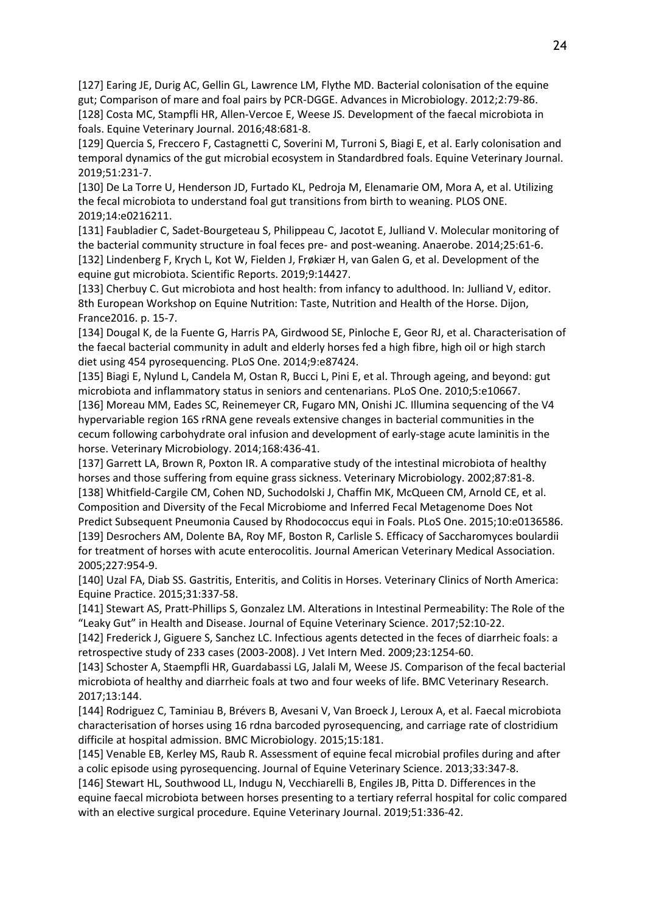[127] Earing JE, Durig AC, Gellin GL, Lawrence LM, Flythe MD. Bacterial colonisation of the equine gut; Comparison of mare and foal pairs by PCR-DGGE. Advances in Microbiology. 2012;2:79-86.

[128] Costa MC, Stampfli HR, Allen-Vercoe E, Weese JS. Development of the faecal microbiota in foals. Equine Veterinary Journal. 2016;48:681-8.

[129] Quercia S, Freccero F, Castagnetti C, Soverini M, Turroni S, Biagi E, et al. Early colonisation and temporal dynamics of the gut microbial ecosystem in Standardbred foals. Equine Veterinary Journal. 2019;51:231-7.

[130] De La Torre U, Henderson JD, Furtado KL, Pedroja M, Elenamarie OM, Mora A, et al. Utilizing the fecal microbiota to understand foal gut transitions from birth to weaning. PLOS ONE. 2019;14:e0216211.

[131] Faubladier C, Sadet-Bourgeteau S, Philippeau C, Jacotot E, Julliand V. Molecular monitoring of the bacterial community structure in foal feces pre- and post-weaning. Anaerobe. 2014;25:61-6.

[132] Lindenberg F, Krych L, Kot W, Fielden J, Frøkiær H, van Galen G, et al. Development of the equine gut microbiota. Scientific Reports. 2019;9:14427.

[133] Cherbuy C. Gut microbiota and host health: from infancy to adulthood. In: Julliand V, editor. 8th European Workshop on Equine Nutrition: Taste, Nutrition and Health of the Horse. Dijon, France2016. p. 15-7.

[134] Dougal K, de la Fuente G, Harris PA, Girdwood SE, Pinloche E, Geor RJ, et al. Characterisation of the faecal bacterial community in adult and elderly horses fed a high fibre, high oil or high starch diet using 454 pyrosequencing. PLoS One. 2014;9:e87424.

[135] Biagi E, Nylund L, Candela M, Ostan R, Bucci L, Pini E, et al. Through ageing, and beyond: gut microbiota and inflammatory status in seniors and centenarians. PLoS One. 2010;5:e10667.

[136] Moreau MM, Eades SC, Reinemeyer CR, Fugaro MN, Onishi JC. Illumina sequencing of the V4 hypervariable region 16S rRNA gene reveals extensive changes in bacterial communities in the cecum following carbohydrate oral infusion and development of early-stage acute laminitis in the horse. Veterinary Microbiology. 2014;168:436-41.

[137] Garrett LA, Brown R, Poxton IR. A comparative study of the intestinal microbiota of healthy horses and those suffering from equine grass sickness. Veterinary Microbiology. 2002;87:81-8.

[138] Whitfield-Cargile CM, Cohen ND, Suchodolski J, Chaffin MK, McQueen CM, Arnold CE, et al. Composition and Diversity of the Fecal Microbiome and Inferred Fecal Metagenome Does Not Predict Subsequent Pneumonia Caused by Rhodococcus equi in Foals. PLoS One. 2015;10:e0136586.

[139] Desrochers AM, Dolente BA, Roy MF, Boston R, Carlisle S. Efficacy of Saccharomyces boulardii for treatment of horses with acute enterocolitis. Journal American Veterinary Medical Association. 2005;227:954-9.

[140] Uzal FA, Diab SS. Gastritis, Enteritis, and Colitis in Horses. Veterinary Clinics of North America: Equine Practice. 2015;31:337-58.

[141] Stewart AS, Pratt-Phillips S, Gonzalez LM. Alterations in Intestinal Permeability: The Role of the "Leaky Gut" in Health and Disease. Journal of Equine Veterinary Science. 2017;52:10-22.

[142] Frederick J, Giguere S, Sanchez LC. Infectious agents detected in the feces of diarrheic foals: a retrospective study of 233 cases (2003-2008). J Vet Intern Med. 2009;23:1254-60.

[143] Schoster A, Staempfli HR, Guardabassi LG, Jalali M, Weese JS. Comparison of the fecal bacterial microbiota of healthy and diarrheic foals at two and four weeks of life. BMC Veterinary Research. 2017;13:144.

[144] Rodriguez C, Taminiau B, Brévers B, Avesani V, Van Broeck J, Leroux A, et al. Faecal microbiota characterisation of horses using 16 rdna barcoded pyrosequencing, and carriage rate of clostridium difficile at hospital admission. BMC Microbiology. 2015;15:181.

[145] Venable EB, Kerley MS, Raub R. Assessment of equine fecal microbial profiles during and after a colic episode using pyrosequencing. Journal of Equine Veterinary Science. 2013;33:347-8.

[146] Stewart HL, Southwood LL, Indugu N, Vecchiarelli B, Engiles JB, Pitta D. Differences in the equine faecal microbiota between horses presenting to a tertiary referral hospital for colic compared with an elective surgical procedure. Equine Veterinary Journal. 2019;51:336-42.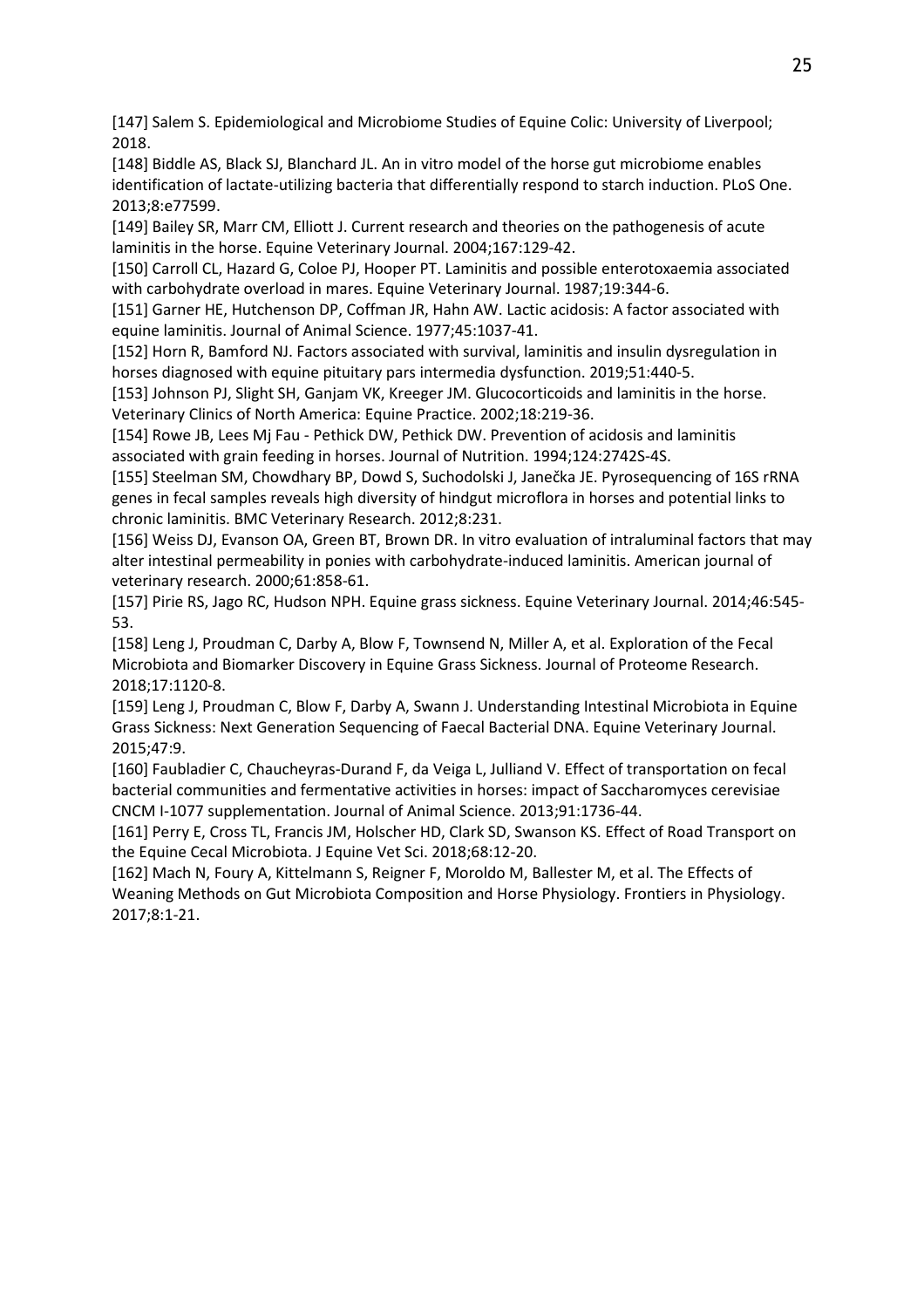[147] Salem S. Epidemiological and Microbiome Studies of Equine Colic: University of Liverpool; 2018.

[148] Biddle AS, Black SJ, Blanchard JL. An in vitro model of the horse gut microbiome enables identification of lactate-utilizing bacteria that differentially respond to starch induction. PLoS One. 2013;8:e77599.

[149] Bailey SR, Marr CM, Elliott J. Current research and theories on the pathogenesis of acute laminitis in the horse. Equine Veterinary Journal. 2004;167:129-42.

[150] Carroll CL, Hazard G, Coloe PJ, Hooper PT. Laminitis and possible enterotoxaemia associated with carbohydrate overload in mares. Equine Veterinary Journal. 1987;19:344-6.

[151] Garner HE, Hutchenson DP, Coffman JR, Hahn AW. Lactic acidosis: A factor associated with equine laminitis. Journal of Animal Science. 1977;45:1037-41.

[152] Horn R, Bamford NJ. Factors associated with survival, laminitis and insulin dysregulation in horses diagnosed with equine pituitary pars intermedia dysfunction. 2019;51:440-5.

[153] Johnson PJ, Slight SH, Ganjam VK, Kreeger JM. Glucocorticoids and laminitis in the horse. Veterinary Clinics of North America: Equine Practice. 2002;18:219-36.

[154] Rowe JB, Lees Mj Fau - Pethick DW, Pethick DW. Prevention of acidosis and laminitis associated with grain feeding in horses. Journal of Nutrition. 1994;124:2742S-4S.

[155] Steelman SM, Chowdhary BP, Dowd S, Suchodolski J, Janečka JE. Pyrosequencing of 16S rRNA genes in fecal samples reveals high diversity of hindgut microflora in horses and potential links to chronic laminitis. BMC Veterinary Research. 2012;8:231.

[156] Weiss DJ, Evanson OA, Green BT, Brown DR. In vitro evaluation of intraluminal factors that may alter intestinal permeability in ponies with carbohydrate-induced laminitis. American journal of veterinary research. 2000;61:858-61.

[157] Pirie RS, Jago RC, Hudson NPH. Equine grass sickness. Equine Veterinary Journal. 2014;46:545-53.

[158] Leng J, Proudman C, Darby A, Blow F, Townsend N, Miller A, et al. Exploration of the Fecal Microbiota and Biomarker Discovery in Equine Grass Sickness. Journal of Proteome Research. 2018;17:1120-8.

[159] Leng J, Proudman C, Blow F, Darby A, Swann J. Understanding Intestinal Microbiota in Equine Grass Sickness: Next Generation Sequencing of Faecal Bacterial DNA. Equine Veterinary Journal. 2015;47:9.

[160] Faubladier C, Chaucheyras-Durand F, da Veiga L, Julliand V. Effect of transportation on fecal bacterial communities and fermentative activities in horses: impact of Saccharomyces cerevisiae CNCM I-1077 supplementation. Journal of Animal Science. 2013;91:1736-44.

[161] Perry E, Cross TL, Francis JM, Holscher HD, Clark SD, Swanson KS. Effect of Road Transport on the Equine Cecal Microbiota. J Equine Vet Sci. 2018;68:12-20.

[162] Mach N, Foury A, Kittelmann S, Reigner F, Moroldo M, Ballester M, et al. The Effects of Weaning Methods on Gut Microbiota Composition and Horse Physiology. Frontiers in Physiology. 2017;8:1-21.